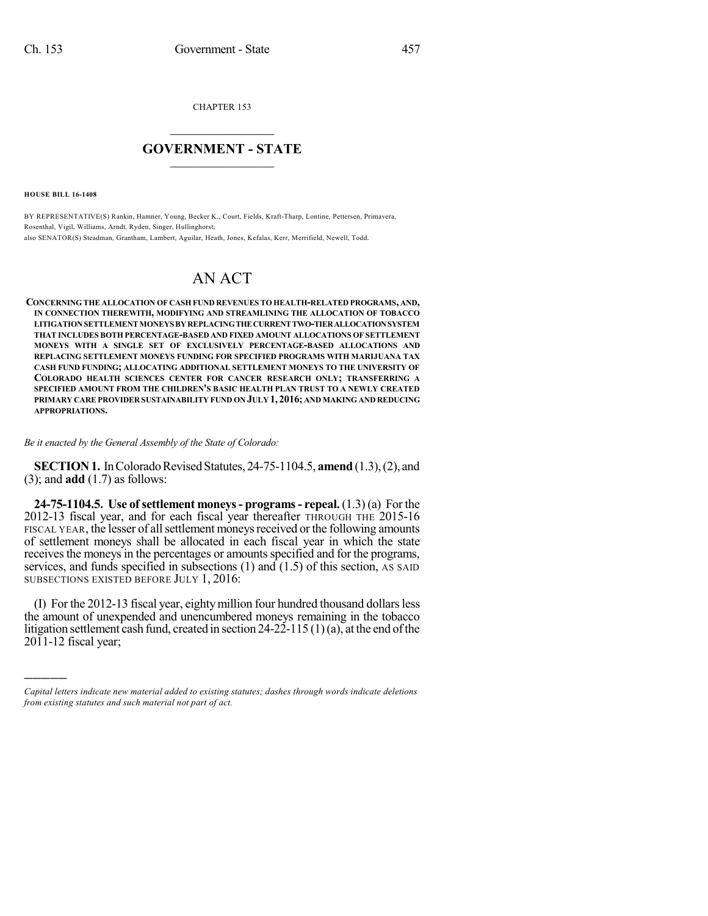CHAPTER 153

# GOVERNMENT - STATE

**HOUSE BILL 16-1408**

BY REPRESENTATIVE(S) Rankin, Hamner, Young, Becker K., Court, Fields, Kraft-Tharp, Lontine, Pettersen, Primavera, Rosenthal, Vigil, Williams, Arndt, Ryden, Singer, Hullinghorst;
also SENATOR(S) Steadman, Grantham, Lambert, Aguilar, Heath, Jones, Kefalas, Kerr, Merrifield, Newell, Todd.

# AN ACT

**CONCERNING THE ALLOCATION OF CASH FUND REVENUES TO HEALTH-RELATED PROGRAMS, AND, IN CONNECTION THEREWITH, MODIFYING AND STREAMLINING THE ALLOCATION OF TOBACCO LITIGATION SETTLEMENT MONEYS BY REPLACING THE CURRENT TWO-TIER ALLOCATION SYSTEM THAT INCLUDES BOTH PERCENTAGE-BASED AND FIXED AMOUNT ALLOCATIONS OF SETTLEMENT MONEYS WITH A SINGLE SET OF EXCLUSIVELY PERCENTAGE-BASED ALLOCATIONS AND REPLACING SETTLEMENT MONEYS FUNDING FOR SPECIFIED PROGRAMS WITH MARIJUANA TAX CASH FUND FUNDING; ALLOCATING ADDITIONAL SETTLEMENT MONEYS TO THE UNIVERSITY OF COLORADO HEALTH SCIENCES CENTER FOR CANCER RESEARCH ONLY; TRANSFERRING A SPECIFIED AMOUNT FROM THE CHILDREN'S BASIC HEALTH PLAN TRUST TO A NEWLY CREATED PRIMARY CARE PROVIDER SUSTAINABILITY FUND ON JULY 1, 2016; AND MAKING AND REDUCING APPROPRIATIONS.**

*Be it enacted by the General Assembly of the State of Colorado:*

**SECTION 1.** In Colorado Revised Statutes, 24-75-1104.5, **amend** (1.3), (2), and (3); and **add** (1.7) as follows:

**24-75-1104.5. Use of settlement moneys - programs - repeal.** (1.3) (a) For the 2012-13 fiscal year, and for each fiscal year thereafter THROUGH THE 2015-16 FISCAL YEAR, the lesser of all settlement moneys received or the following amounts of settlement moneys shall be allocated in each fiscal year in which the state receives the moneys in the percentages or amounts specified and for the programs, services, and funds specified in subsections (1) and (1.5) of this section, AS SAID SUBSECTIONS EXISTED BEFORE JULY 1, 2016:

(I) For the 2012-13 fiscal year, eighty million four hundred thousand dollars less the amount of unexpended and unencumbered moneys remaining in the tobacco litigation settlement cash fund, created in section 24-22-115 (1) (a), at the end of the 2011-12 fiscal year;

*Capital letters indicate new material added to existing statutes; dashes through words indicate deletions from existing statutes and such material not part of act.*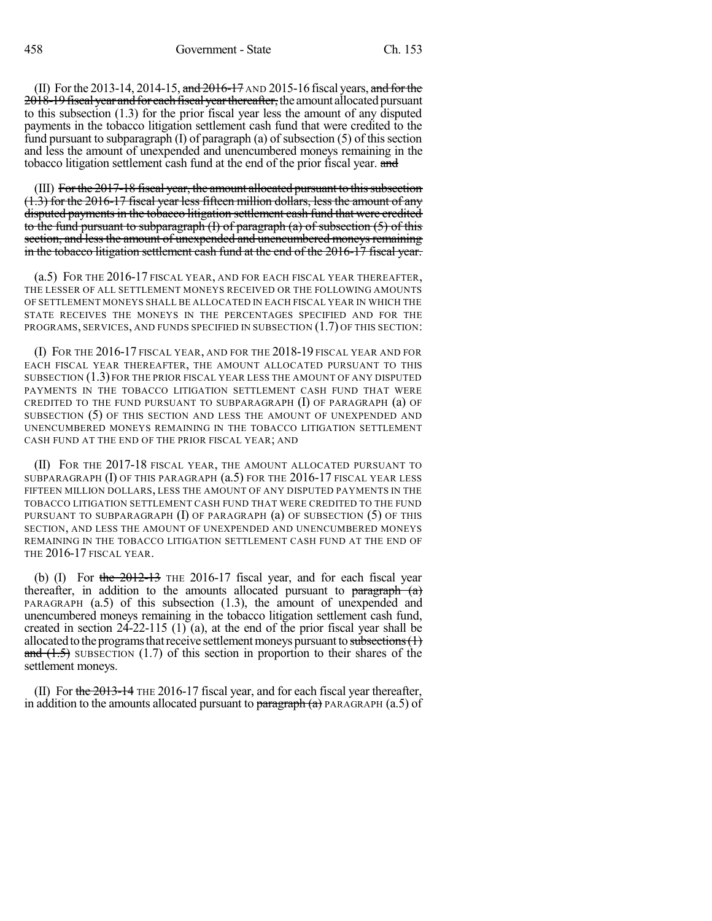(II) For the 2013-14, 2014-15, ~~and 2016-17~~ AND 2015-16 fiscal years, ~~and for the 2018-19 fiscal year and for each fiscal year thereafter,~~ the amount allocated pursuant to this subsection (1.3) for the prior fiscal year less the amount of any disputed payments in the tobacco litigation settlement cash fund that were credited to the fund pursuant to subparagraph (I) of paragraph (a) of subsection (5) of this section and less the amount of unexpended and unencumbered moneys remaining in the tobacco litigation settlement cash fund at the end of the prior fiscal year. ~~and~~

(III) ~~For the 2017-18 fiscal year, the amount allocated pursuant to this subsection (1.3) for the 2016-17 fiscal year less fifteen million dollars, less the amount of any disputed payments in the tobacco litigation settlement cash fund that were credited to the fund pursuant to subparagraph (I) of paragraph (a) of subsection (5) of this section, and less the amount of unexpended and unencumbered moneys remaining in the tobacco litigation settlement cash fund at the end of the 2016-17 fiscal year.~~

(a.5) FOR THE 2016-17 FISCAL YEAR, AND FOR EACH FISCAL YEAR THEREAFTER, THE LESSER OF ALL SETTLEMENT MONEYS RECEIVED OR THE FOLLOWING AMOUNTS OF SETTLEMENT MONEYS SHALL BE ALLOCATED IN EACH FISCAL YEAR IN WHICH THE STATE RECEIVES THE MONEYS IN THE PERCENTAGES SPECIFIED AND FOR THE PROGRAMS, SERVICES, AND FUNDS SPECIFIED IN SUBSECTION (1.7) OF THIS SECTION:

(I) FOR THE 2016-17 FISCAL YEAR, AND FOR THE 2018-19 FISCAL YEAR AND FOR EACH FISCAL YEAR THEREAFTER, THE AMOUNT ALLOCATED PURSUANT TO THIS SUBSECTION (1.3) FOR THE PRIOR FISCAL YEAR LESS THE AMOUNT OF ANY DISPUTED PAYMENTS IN THE TOBACCO LITIGATION SETTLEMENT CASH FUND THAT WERE CREDITED TO THE FUND PURSUANT TO SUBPARAGRAPH (I) OF PARAGRAPH (a) OF SUBSECTION (5) OF THIS SECTION AND LESS THE AMOUNT OF UNEXPENDED AND UNENCUMBERED MONEYS REMAINING IN THE TOBACCO LITIGATION SETTLEMENT CASH FUND AT THE END OF THE PRIOR FISCAL YEAR; AND

(II) FOR THE 2017-18 FISCAL YEAR, THE AMOUNT ALLOCATED PURSUANT TO SUBPARAGRAPH (I) OF THIS PARAGRAPH (a.5) FOR THE 2016-17 FISCAL YEAR LESS FIFTEEN MILLION DOLLARS, LESS THE AMOUNT OF ANY DISPUTED PAYMENTS IN THE TOBACCO LITIGATION SETTLEMENT CASH FUND THAT WERE CREDITED TO THE FUND PURSUANT TO SUBPARAGRAPH (I) OF PARAGRAPH (a) OF SUBSECTION (5) OF THIS SECTION, AND LESS THE AMOUNT OF UNEXPENDED AND UNENCUMBERED MONEYS REMAINING IN THE TOBACCO LITIGATION SETTLEMENT CASH FUND AT THE END OF THE 2016-17 FISCAL YEAR.

(b) (I) For ~~the 2012-13~~ THE 2016-17 fiscal year, and for each fiscal year thereafter, in addition to the amounts allocated pursuant to ~~paragraph (a)~~ PARAGRAPH (a.5) of this subsection (1.3), the amount of unexpended and unencumbered moneys remaining in the tobacco litigation settlement cash fund, created in section 24-22-115 (1) (a), at the end of the prior fiscal year shall be allocated to the programs that receive settlement moneys pursuant to ~~subsections (1) and (1.5)~~ SUBSECTION (1.7) of this section in proportion to their shares of the settlement moneys.

(II) For ~~the 2013-14~~ THE 2016-17 fiscal year, and for each fiscal year thereafter, in addition to the amounts allocated pursuant to ~~paragraph (a)~~ PARAGRAPH (a.5) of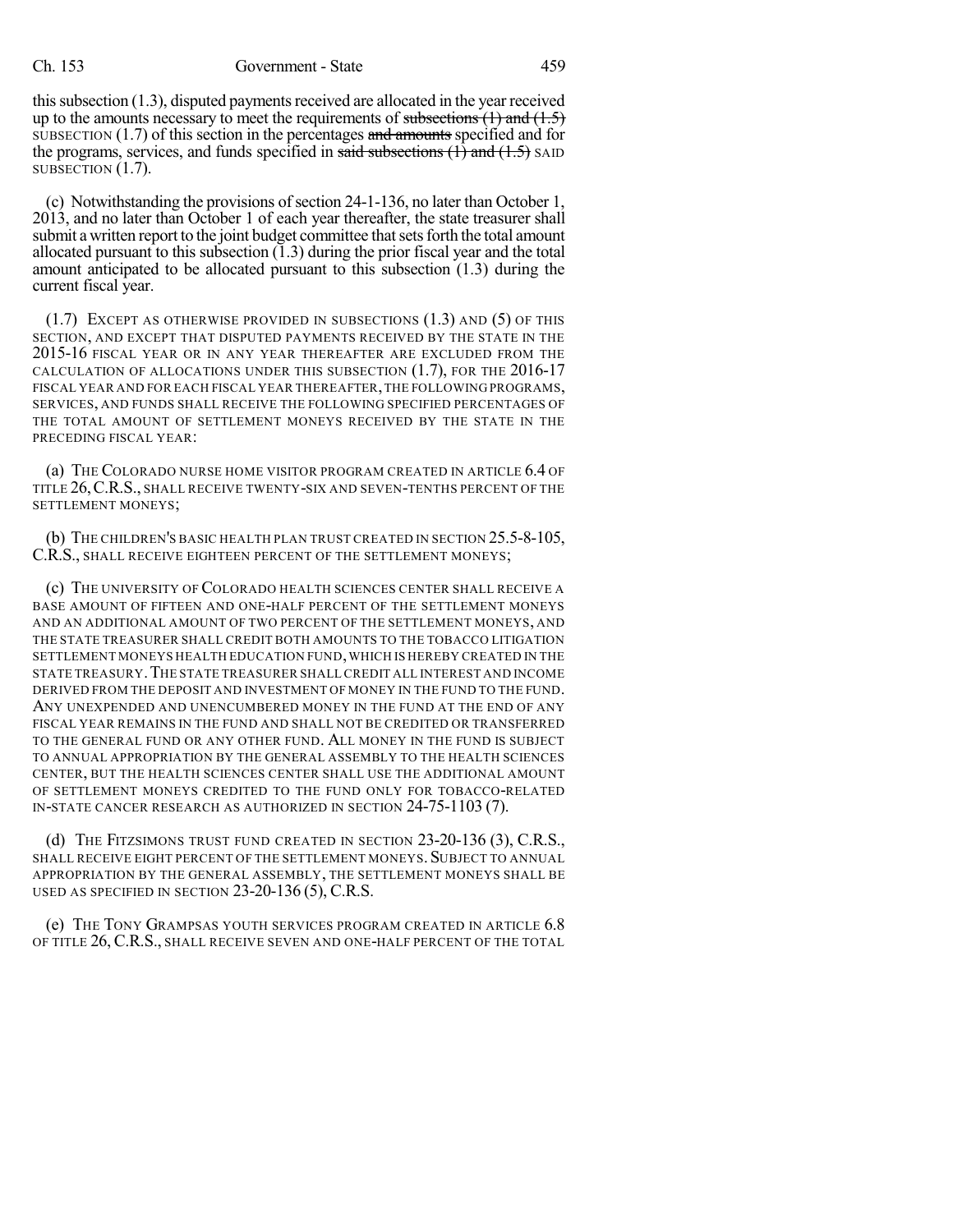this subsection (1.3), disputed payments received are allocated in the year received up to the amounts necessary to meet the requirements of ~~subsections (1) and (1.5)~~ SUBSECTION (1.7) of this section in the percentages ~~and amounts~~ specified and for the programs, services, and funds specified in ~~said subsections (1) and (1.5)~~ SAID SUBSECTION (1.7).

(c) Notwithstanding the provisions of section 24-1-136, no later than October 1, 2013, and no later than October 1 of each year thereafter, the state treasurer shall submit a written report to the joint budget committee that sets forth the total amount allocated pursuant to this subsection (1.3) during the prior fiscal year and the total amount anticipated to be allocated pursuant to this subsection (1.3) during the current fiscal year.

(1.7) EXCEPT AS OTHERWISE PROVIDED IN SUBSECTIONS (1.3) AND (5) OF THIS SECTION, AND EXCEPT THAT DISPUTED PAYMENTS RECEIVED BY THE STATE IN THE 2015-16 FISCAL YEAR OR IN ANY YEAR THEREAFTER ARE EXCLUDED FROM THE CALCULATION OF ALLOCATIONS UNDER THIS SUBSECTION (1.7), FOR THE 2016-17 FISCAL YEAR AND FOR EACH FISCAL YEAR THEREAFTER, THE FOLLOWING PROGRAMS, SERVICES, AND FUNDS SHALL RECEIVE THE FOLLOWING SPECIFIED PERCENTAGES OF THE TOTAL AMOUNT OF SETTLEMENT MONEYS RECEIVED BY THE STATE IN THE PRECEDING FISCAL YEAR:

(a) THE COLORADO NURSE HOME VISITOR PROGRAM CREATED IN ARTICLE 6.4 OF TITLE 26, C.R.S., SHALL RECEIVE TWENTY-SIX AND SEVEN-TENTHS PERCENT OF THE SETTLEMENT MONEYS;

(b) THE CHILDREN'S BASIC HEALTH PLAN TRUST CREATED IN SECTION 25.5-8-105, C.R.S., SHALL RECEIVE EIGHTEEN PERCENT OF THE SETTLEMENT MONEYS;

(c) THE UNIVERSITY OF COLORADO HEALTH SCIENCES CENTER SHALL RECEIVE A BASE AMOUNT OF FIFTEEN AND ONE-HALF PERCENT OF THE SETTLEMENT MONEYS AND AN ADDITIONAL AMOUNT OF TWO PERCENT OF THE SETTLEMENT MONEYS, AND THE STATE TREASURER SHALL CREDIT BOTH AMOUNTS TO THE TOBACCO LITIGATION SETTLEMENT MONEYS HEALTH EDUCATION FUND, WHICH IS HEREBY CREATED IN THE STATE TREASURY. THE STATE TREASURER SHALL CREDIT ALL INTEREST AND INCOME DERIVED FROM THE DEPOSIT AND INVESTMENT OF MONEY IN THE FUND TO THE FUND. ANY UNEXPENDED AND UNENCUMBERED MONEY IN THE FUND AT THE END OF ANY FISCAL YEAR REMAINS IN THE FUND AND SHALL NOT BE CREDITED OR TRANSFERRED TO THE GENERAL FUND OR ANY OTHER FUND. ALL MONEY IN THE FUND IS SUBJECT TO ANNUAL APPROPRIATION BY THE GENERAL ASSEMBLY TO THE HEALTH SCIENCES CENTER, BUT THE HEALTH SCIENCES CENTER SHALL USE THE ADDITIONAL AMOUNT OF SETTLEMENT MONEYS CREDITED TO THE FUND ONLY FOR TOBACCO-RELATED IN-STATE CANCER RESEARCH AS AUTHORIZED IN SECTION 24-75-1103 (7).

(d) THE FITZSIMONS TRUST FUND CREATED IN SECTION 23-20-136 (3), C.R.S., SHALL RECEIVE EIGHT PERCENT OF THE SETTLEMENT MONEYS. SUBJECT TO ANNUAL APPROPRIATION BY THE GENERAL ASSEMBLY, THE SETTLEMENT MONEYS SHALL BE USED AS SPECIFIED IN SECTION 23-20-136 (5), C.R.S.

(e) THE TONY GRAMPSAS YOUTH SERVICES PROGRAM CREATED IN ARTICLE 6.8 OF TITLE 26, C.R.S., SHALL RECEIVE SEVEN AND ONE-HALF PERCENT OF THE TOTAL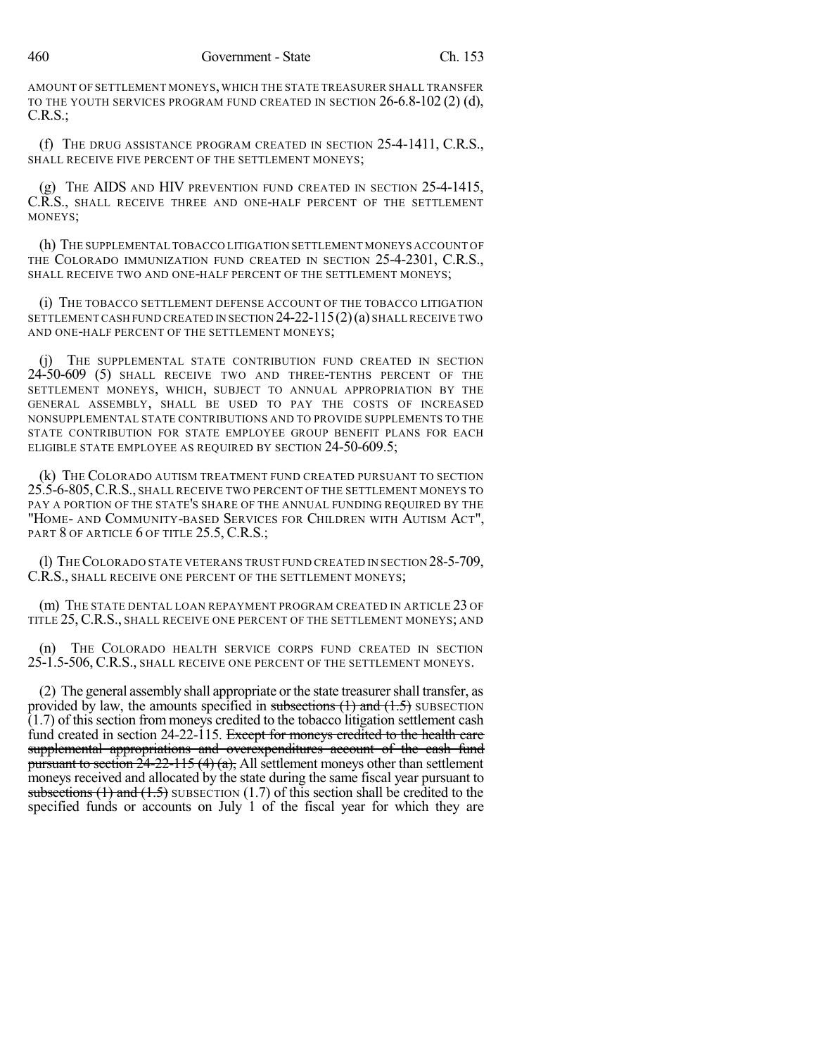AMOUNT OF SETTLEMENT MONEYS, WHICH THE STATE TREASURER SHALL TRANSFER TO THE YOUTH SERVICES PROGRAM FUND CREATED IN SECTION 26-6.8-102 (2) (d), C.R.S.;

(f) THE DRUG ASSISTANCE PROGRAM CREATED IN SECTION 25-4-1411, C.R.S., SHALL RECEIVE FIVE PERCENT OF THE SETTLEMENT MONEYS;

(g) THE AIDS AND HIV PREVENTION FUND CREATED IN SECTION 25-4-1415, C.R.S., SHALL RECEIVE THREE AND ONE-HALF PERCENT OF THE SETTLEMENT MONEYS;

(h) THE SUPPLEMENTAL TOBACCO LITIGATION SETTLEMENT MONEYS ACCOUNT OF THE COLORADO IMMUNIZATION FUND CREATED IN SECTION 25-4-2301, C.R.S., SHALL RECEIVE TWO AND ONE-HALF PERCENT OF THE SETTLEMENT MONEYS;

(i) THE TOBACCO SETTLEMENT DEFENSE ACCOUNT OF THE TOBACCO LITIGATION SETTLEMENT CASH FUND CREATED IN SECTION 24-22-115 (2) (a) SHALL RECEIVE TWO AND ONE-HALF PERCENT OF THE SETTLEMENT MONEYS;

(j) THE SUPPLEMENTAL STATE CONTRIBUTION FUND CREATED IN SECTION 24-50-609 (5) SHALL RECEIVE TWO AND THREE-TENTHS PERCENT OF THE SETTLEMENT MONEYS, WHICH, SUBJECT TO ANNUAL APPROPRIATION BY THE GENERAL ASSEMBLY, SHALL BE USED TO PAY THE COSTS OF INCREASED NONSUPPLEMENTAL STATE CONTRIBUTIONS AND TO PROVIDE SUPPLEMENTS TO THE STATE CONTRIBUTION FOR STATE EMPLOYEE GROUP BENEFIT PLANS FOR EACH ELIGIBLE STATE EMPLOYEE AS REQUIRED BY SECTION 24-50-609.5;

(k) THE COLORADO AUTISM TREATMENT FUND CREATED PURSUANT TO SECTION 25.5-6-805, C.R.S., SHALL RECEIVE TWO PERCENT OF THE SETTLEMENT MONEYS TO PAY A PORTION OF THE STATE'S SHARE OF THE ANNUAL FUNDING REQUIRED BY THE "HOME- AND COMMUNITY-BASED SERVICES FOR CHILDREN WITH AUTISM ACT", PART 8 OF ARTICLE 6 OF TITLE 25.5, C.R.S.;

(l) THE COLORADO STATE VETERANS TRUST FUND CREATED IN SECTION 28-5-709, C.R.S., SHALL RECEIVE ONE PERCENT OF THE SETTLEMENT MONEYS;

(m) THE STATE DENTAL LOAN REPAYMENT PROGRAM CREATED IN ARTICLE 23 OF TITLE 25, C.R.S., SHALL RECEIVE ONE PERCENT OF THE SETTLEMENT MONEYS; AND

(n) THE COLORADO HEALTH SERVICE CORPS FUND CREATED IN SECTION 25-1.5-506, C.R.S., SHALL RECEIVE ONE PERCENT OF THE SETTLEMENT MONEYS.

(2) The general assembly shall appropriate or the state treasurer shall transfer, as provided by law, the amounts specified in ~~subsections (1) and (1.5)~~ SUBSECTION (1.7) of this section from moneys credited to the tobacco litigation settlement cash fund created in section 24-22-115. ~~Except for moneys credited to the health care supplemental appropriations and overexpenditures account of the cash fund pursuant to section 24-22-115 (4) (a),~~ All settlement moneys other than settlement moneys received and allocated by the state during the same fiscal year pursuant to ~~subsections (1) and (1.5)~~ SUBSECTION (1.7) of this section shall be credited to the specified funds or accounts on July 1 of the fiscal year for which they are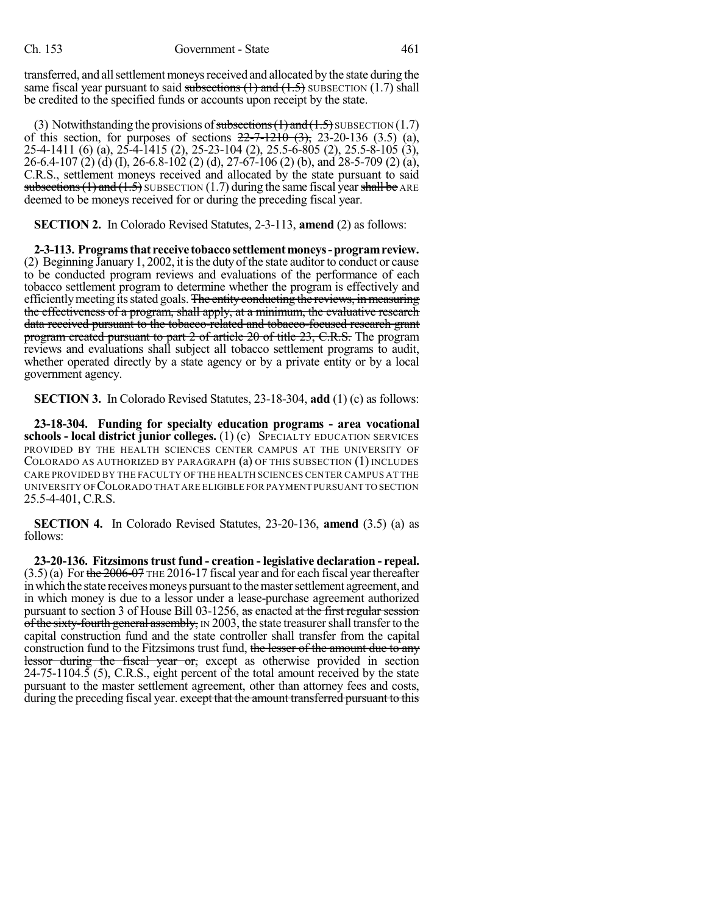transferred, and all settlement moneys received and allocated by the state during the same fiscal year pursuant to said ~~subsections (1) and (1.5)~~ SUBSECTION (1.7) shall be credited to the specified funds or accounts upon receipt by the state.

(3) Notwithstanding the provisions of ~~subsections (1) and (1.5)~~ SUBSECTION (1.7) of this section, for purposes of sections ~~22-7-1210 (3),~~ 23-20-136 (3.5) (a), 25-4-1411 (6) (a), 25-4-1415 (2), 25-23-104 (2), 25.5-6-805 (2), 25.5-8-105 (3), 26-6.4-107 (2) (d) (I), 26-6.8-102 (2) (d), 27-67-106 (2) (b), and 28-5-709 (2) (a), C.R.S., settlement moneys received and allocated by the state pursuant to said ~~subsections (1) and (1.5)~~ SUBSECTION (1.7) during the same fiscal year ~~shall be~~ ARE deemed to be moneys received for or during the preceding fiscal year.

**SECTION 2.** In Colorado Revised Statutes, 2-3-113, **amend** (2) as follows:

**2-3-113. Programs that receive tobacco settlement moneys - program review.** (2) Beginning January 1, 2002, it is the duty of the state auditor to conduct or cause to be conducted program reviews and evaluations of the performance of each tobacco settlement program to determine whether the program is effectively and efficiently meeting its stated goals. ~~The entity conducting the reviews, in measuring the effectiveness of a program, shall apply, at a minimum, the evaluative research data received pursuant to the tobacco-related and tobacco-focused research grant program created pursuant to part 2 of article 20 of title 23, C.R.S.~~ The program reviews and evaluations shall subject all tobacco settlement programs to audit, whether operated directly by a state agency or by a private entity or by a local government agency.

**SECTION 3.** In Colorado Revised Statutes, 23-18-304, **add** (1) (c) as follows:

**23-18-304. Funding for specialty education programs - area vocational schools - local district junior colleges.** (1) (c) SPECIALTY EDUCATION SERVICES PROVIDED BY THE HEALTH SCIENCES CENTER CAMPUS AT THE UNIVERSITY OF COLORADO AS AUTHORIZED BY PARAGRAPH (a) OF THIS SUBSECTION (1) INCLUDES CARE PROVIDED BY THE FACULTY OF THE HEALTH SCIENCES CENTER CAMPUS AT THE UNIVERSITY OF COLORADO THAT ARE ELIGIBLE FOR PAYMENT PURSUANT TO SECTION 25.5-4-401, C.R.S.

**SECTION 4.** In Colorado Revised Statutes, 23-20-136, **amend** (3.5) (a) as follows:

**23-20-136. Fitzsimons trust fund - creation - legislative declaration - repeal.** (3.5) (a) For ~~the 2006-07~~ THE 2016-17 fiscal year and for each fiscal year thereafter in which the state receives moneys pursuant to the master settlement agreement, and in which money is due to a lessor under a lease-purchase agreement authorized pursuant to section 3 of House Bill 03-1256, ~~as~~ enacted ~~at the first regular session of the sixty-fourth general assembly,~~ IN 2003, the state treasurer shall transfer to the capital construction fund and the state controller shall transfer from the capital construction fund to the Fitzsimons trust fund, ~~the lesser of the amount due to any lessor during the fiscal year or,~~ except as otherwise provided in section 24-75-1104.5 (5), C.R.S., eight percent of the total amount received by the state pursuant to the master settlement agreement, other than attorney fees and costs, during the preceding fiscal year. ~~except that the amount transferred pursuant to this~~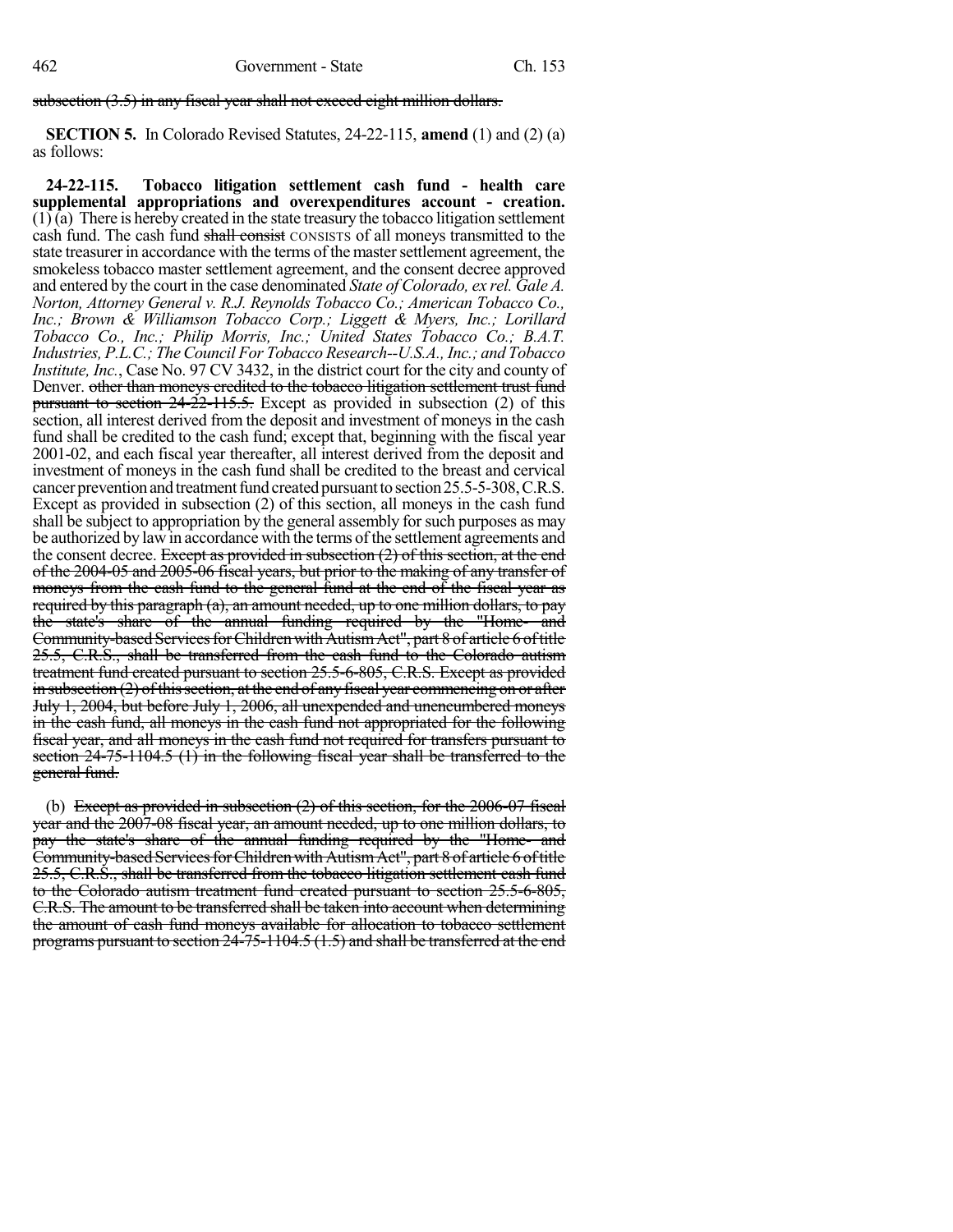~~subsection (3.5) in any fiscal year shall not exceed eight million dollars.~~

**SECTION 5.** In Colorado Revised Statutes, 24-22-115, **amend** (1) and (2) (a) as follows:

**24-22-115. Tobacco litigation settlement cash fund - health care supplemental appropriations and overexpenditures account - creation.** (1) (a) There is hereby created in the state treasury the tobacco litigation settlement cash fund. The cash fund ~~shall consist~~ CONSISTS of all moneys transmitted to the state treasurer in accordance with the terms of the master settlement agreement, the smokeless tobacco master settlement agreement, and the consent decree approved and entered by the court in the case denominated *State of Colorado, ex rel. Gale A. Norton, Attorney General v. R.J. Reynolds Tobacco Co.; American Tobacco Co., Inc.; Brown & Williamson Tobacco Corp.; Liggett & Myers, Inc.; Lorillard Tobacco Co., Inc.; Philip Morris, Inc.; United States Tobacco Co.; B.A.T. Industries, P.L.C.; The Council For Tobacco Research--U.S.A., Inc.; and Tobacco Institute, Inc.*, Case No. 97 CV 3432, in the district court for the city and county of Denver. ~~other than moneys credited to the tobacco litigation settlement trust fund pursuant to section 24-22-115.5.~~ Except as provided in subsection (2) of this section, all interest derived from the deposit and investment of moneys in the cash fund shall be credited to the cash fund; except that, beginning with the fiscal year 2001-02, and each fiscal year thereafter, all interest derived from the deposit and investment of moneys in the cash fund shall be credited to the breast and cervical cancer prevention and treatment fund created pursuant to section 25.5-5-308, C.R.S. Except as provided in subsection (2) of this section, all moneys in the cash fund shall be subject to appropriation by the general assembly for such purposes as may be authorized by law in accordance with the terms of the settlement agreements and the consent decree. ~~Except as provided in subsection (2) of this section, at the end of the 2004-05 and 2005-06 fiscal years, but prior to the making of any transfer of moneys from the cash fund to the general fund at the end of the fiscal year as required by this paragraph (a), an amount needed, up to one million dollars, to pay the state's share of the annual funding required by the "Home- and Community-based Services for Children with Autism Act", part 8 of article 6 of title 25.5, C.R.S., shall be transferred from the cash fund to the Colorado autism treatment fund created pursuant to section 25.5-6-805, C.R.S. Except as provided in subsection (2) of this section, at the end of any fiscal year commencing on or after July 1, 2004, but before July 1, 2006, all unexpended and unencumbered moneys in the cash fund, all moneys in the cash fund not appropriated for the following fiscal year, and all moneys in the cash fund not required for transfers pursuant to section 24-75-1104.5 (1) in the following fiscal year shall be transferred to the general fund.~~

(b) ~~Except as provided in subsection (2) of this section, for the 2006-07 fiscal year and the 2007-08 fiscal year, an amount needed, up to one million dollars, to pay the state's share of the annual funding required by the "Home- and Community-based Services for Children with Autism Act", part 8 of article 6 of title 25.5, C.R.S., shall be transferred from the tobacco litigation settlement cash fund to the Colorado autism treatment fund created pursuant to section 25.5-6-805, C.R.S. The amount to be transferred shall be taken into account when determining the amount of cash fund moneys available for allocation to tobacco settlement programs pursuant to section 24-75-1104.5 (1.5) and shall be transferred at the end~~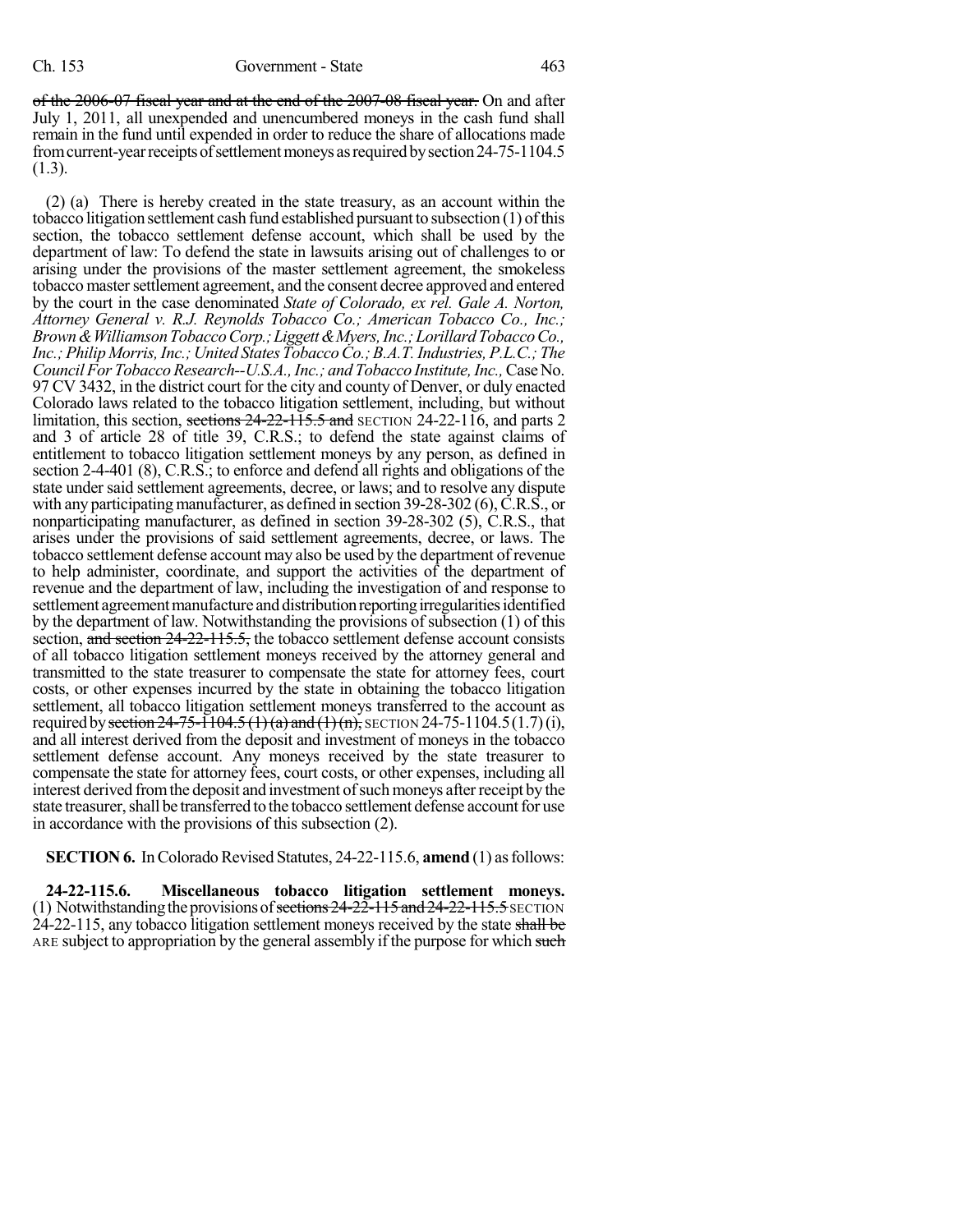~~of the 2006-07 fiscal year and at the end of the 2007-08 fiscal year.~~ On and after July 1, 2011, all unexpended and unencumbered moneys in the cash fund shall remain in the fund until expended in order to reduce the share of allocations made from current-year receipts of settlement moneys as required by section 24-75-1104.5 (1.3).

(2) (a) There is hereby created in the state treasury, as an account within the tobacco litigation settlement cash fund established pursuant to subsection (1) of this section, the tobacco settlement defense account, which shall be used by the department of law: To defend the state in lawsuits arising out of challenges to or arising under the provisions of the master settlement agreement, the smokeless tobacco master settlement agreement, and the consent decree approved and entered by the court in the case denominated *State of Colorado, ex rel. Gale A. Norton, Attorney General v. R.J. Reynolds Tobacco Co.; American Tobacco Co., Inc.; Brown & Williamson Tobacco Corp.; Liggett & Myers, Inc.; Lorillard Tobacco Co., Inc.; Philip Morris, Inc.; United States Tobacco Co.; B.A.T. Industries, P.L.C.; The Council For Tobacco Research--U.S.A., Inc.; and Tobacco Institute, Inc.,* Case No. 97 CV 3432, in the district court for the city and county of Denver, or duly enacted Colorado laws related to the tobacco litigation settlement, including, but without limitation, this section, ~~sections 24-22-115.5 and~~ SECTION 24-22-116, and parts 2 and 3 of article 28 of title 39, C.R.S.; to defend the state against claims of entitlement to tobacco litigation settlement moneys by any person, as defined in section 2-4-401 (8), C.R.S.; to enforce and defend all rights and obligations of the state under said settlement agreements, decree, or laws; and to resolve any dispute with any participating manufacturer, as defined in section 39-28-302 (6), C.R.S., or nonparticipating manufacturer, as defined in section 39-28-302 (5), C.R.S., that arises under the provisions of said settlement agreements, decree, or laws. The tobacco settlement defense account may also be used by the department of revenue to help administer, coordinate, and support the activities of the department of revenue and the department of law, including the investigation of and response to settlement agreement manufacture and distribution reporting irregularities identified by the department of law. Notwithstanding the provisions of subsection (1) of this section, ~~and section 24-22-115.5,~~ the tobacco settlement defense account consists of all tobacco litigation settlement moneys received by the attorney general and transmitted to the state treasurer to compensate the state for attorney fees, court costs, or other expenses incurred by the state in obtaining the tobacco litigation settlement, all tobacco litigation settlement moneys transferred to the account as required by ~~section 24-75-1104.5 (1) (a) and (1) (n),~~ SECTION 24-75-1104.5 (1.7) (i), and all interest derived from the deposit and investment of moneys in the tobacco settlement defense account. Any moneys received by the state treasurer to compensate the state for attorney fees, court costs, or other expenses, including all interest derived from the deposit and investment of such moneys after receipt by the state treasurer, shall be transferred to the tobacco settlement defense account for use in accordance with the provisions of this subsection (2).

**SECTION 6.** In Colorado Revised Statutes, 24-22-115.6, **amend** (1) as follows:

**24-22-115.6. Miscellaneous tobacco litigation settlement moneys.** (1) Notwithstanding the provisions of ~~sections 24-22-115 and 24-22-115.5~~ SECTION 24-22-115, any tobacco litigation settlement moneys received by the state ~~shall be~~ ARE subject to appropriation by the general assembly if the purpose for which ~~such~~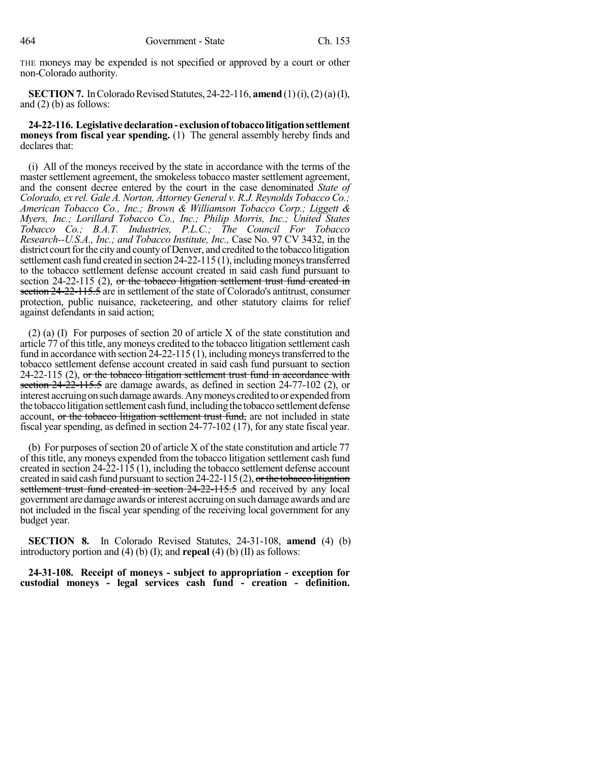THE moneys may be expended is not specified or approved by a court or other non-Colorado authority.

**SECTION 7.** In Colorado Revised Statutes, 24-22-116, **amend** (1) (i), (2) (a) (I), and (2) (b) as follows:

**24-22-116. Legislative declaration - exclusion of tobacco litigation settlement moneys from fiscal year spending.** (1) The general assembly hereby finds and declares that:

(i) All of the moneys received by the state in accordance with the terms of the master settlement agreement, the smokeless tobacco master settlement agreement, and the consent decree entered by the court in the case denominated *State of Colorado, ex rel. Gale A. Norton, Attorney General v. R.J. Reynolds Tobacco Co.; American Tobacco Co., Inc.; Brown & Williamson Tobacco Corp.; Liggett & Myers, Inc.; Lorillard Tobacco Co., Inc.; Philip Morris, Inc.; United States Tobacco Co.; B.A.T. Industries, P.L.C.; The Council For Tobacco Research--U.S.A., Inc.; and Tobacco Institute, Inc.,* Case No. 97 CV 3432, in the district court for the city and county of Denver, and credited to the tobacco litigation settlement cash fund created in section 24-22-115 (1), including moneys transferred to the tobacco settlement defense account created in said cash fund pursuant to section 24-22-115 (2), ~~or the tobacco litigation settlement trust fund created in section 24-22-115.5~~ are in settlement of the state of Colorado's antitrust, consumer protection, public nuisance, racketeering, and other statutory claims for relief against defendants in said action;

(2) (a) (I) For purposes of section 20 of article X of the state constitution and article 77 of this title, any moneys credited to the tobacco litigation settlement cash fund in accordance with section 24-22-115 (1), including moneys transferred to the tobacco settlement defense account created in said cash fund pursuant to section 24-22-115 (2), ~~or the tobacco litigation settlement trust fund in accordance with section 24-22-115.5~~ are damage awards, as defined in section 24-77-102 (2), or interest accruing on such damage awards. Any moneys credited to or expended from the tobacco litigation settlement cash fund, including the tobacco settlement defense account, ~~or the tobacco litigation settlement trust fund,~~ are not included in state fiscal year spending, as defined in section 24-77-102 (17), for any state fiscal year.

(b) For purposes of section 20 of article X of the state constitution and article 77 of this title, any moneys expended from the tobacco litigation settlement cash fund created in section 24-22-115 (1), including the tobacco settlement defense account created in said cash fund pursuant to section 24-22-115 (2), ~~or the tobacco litigation settlement trust fund created in section 24-22-115.5~~ and received by any local government are damage awards or interest accruing on such damage awards and are not included in the fiscal year spending of the receiving local government for any budget year.

**SECTION 8.** In Colorado Revised Statutes, 24-31-108, **amend** (4) (b) introductory portion and (4) (b) (I); and **repeal** (4) (b) (II) as follows:

**24-31-108. Receipt of moneys - subject to appropriation - exception for custodial moneys - legal services cash fund - creation - definition.**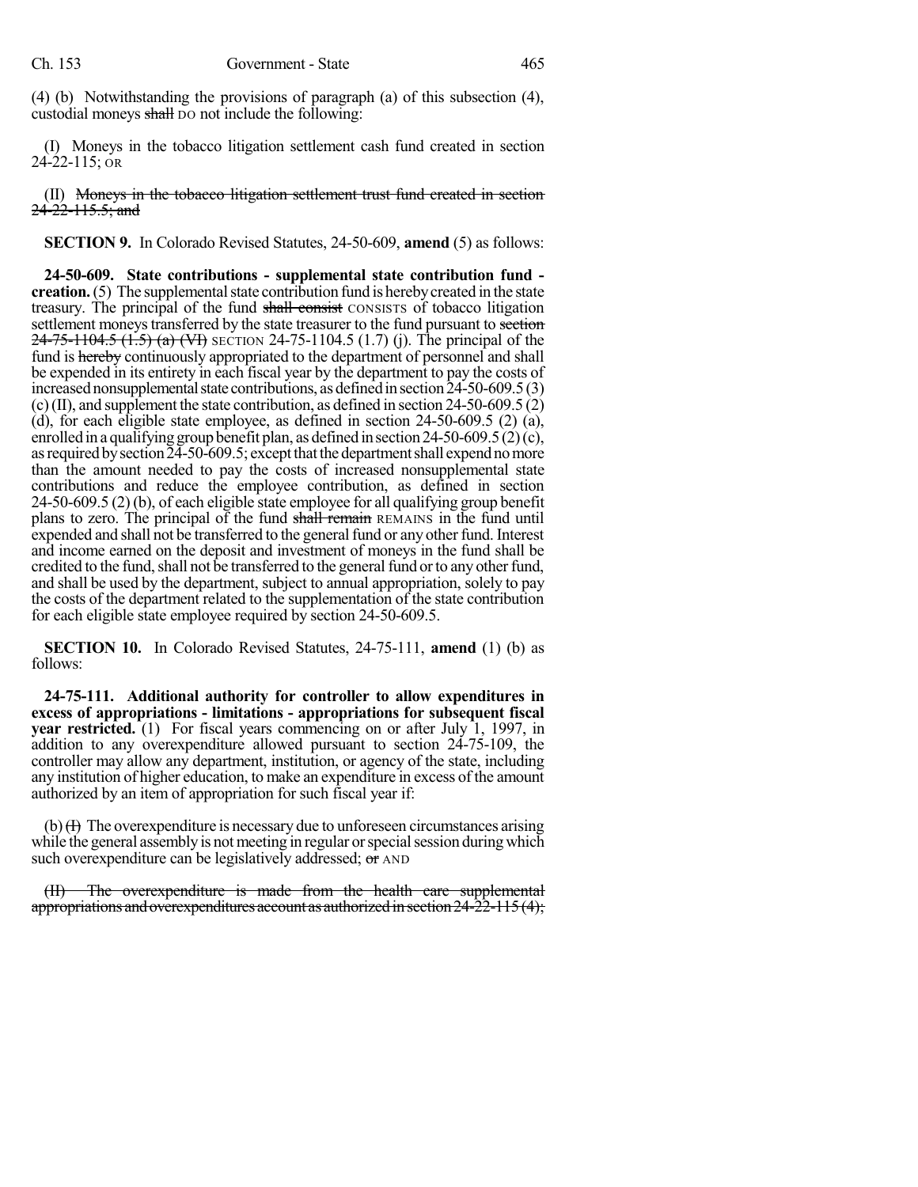(4) (b) Notwithstanding the provisions of paragraph (a) of this subsection (4), custodial moneys ~~shall~~ DO not include the following:

(I) Moneys in the tobacco litigation settlement cash fund created in section 24-22-115; OR

(II) ~~Moneys in the tobacco litigation settlement trust fund created in section 24-22-115.5; and~~

**SECTION 9.** In Colorado Revised Statutes, 24-50-609, **amend** (5) as follows:

**24-50-609. State contributions - supplemental state contribution fund - creation.** (5) The supplemental state contribution fund is hereby created in the state treasury. The principal of the fund ~~shall consist~~ CONSISTS of tobacco litigation settlement moneys transferred by the state treasurer to the fund pursuant to ~~section 24-75-1104.5 (1.5) (a) (VI)~~ SECTION 24-75-1104.5 (1.7) (j). The principal of the fund is ~~hereby~~ continuously appropriated to the department of personnel and shall be expended in its entirety in each fiscal year by the department to pay the costs of increased nonsupplemental state contributions, as defined in section 24-50-609.5 (3) (c) (II), and supplement the state contribution, as defined in section 24-50-609.5 (2) (d), for each eligible state employee, as defined in section 24-50-609.5 (2) (a), enrolled in a qualifying group benefit plan, as defined in section 24-50-609.5 (2) (c), as required by section 24-50-609.5; except that the department shall expend no more than the amount needed to pay the costs of increased nonsupplemental state contributions and reduce the employee contribution, as defined in section 24-50-609.5 (2) (b), of each eligible state employee for all qualifying group benefit plans to zero. The principal of the fund ~~shall remain~~ REMAINS in the fund until expended and shall not be transferred to the general fund or any other fund. Interest and income earned on the deposit and investment of moneys in the fund shall be credited to the fund, shall not be transferred to the general fund or to any other fund, and shall be used by the department, subject to annual appropriation, solely to pay the costs of the department related to the supplementation of the state contribution for each eligible state employee required by section 24-50-609.5.

**SECTION 10.** In Colorado Revised Statutes, 24-75-111, **amend** (1) (b) as follows:

**24-75-111. Additional authority for controller to allow expenditures in excess of appropriations - limitations - appropriations for subsequent fiscal year restricted.** (1) For fiscal years commencing on or after July 1, 1997, in addition to any overexpenditure allowed pursuant to section 24-75-109, the controller may allow any department, institution, or agency of the state, including any institution of higher education, to make an expenditure in excess of the amount authorized by an item of appropriation for such fiscal year if:

(b) ~~(I)~~ The overexpenditure is necessary due to unforeseen circumstances arising while the general assembly is not meeting in regular or special session during which such overexpenditure can be legislatively addressed; ~~or~~ AND

~~(II) The overexpenditure is made from the health care supplemental appropriations and overexpenditures account as authorized in section 24-22-115 (4);~~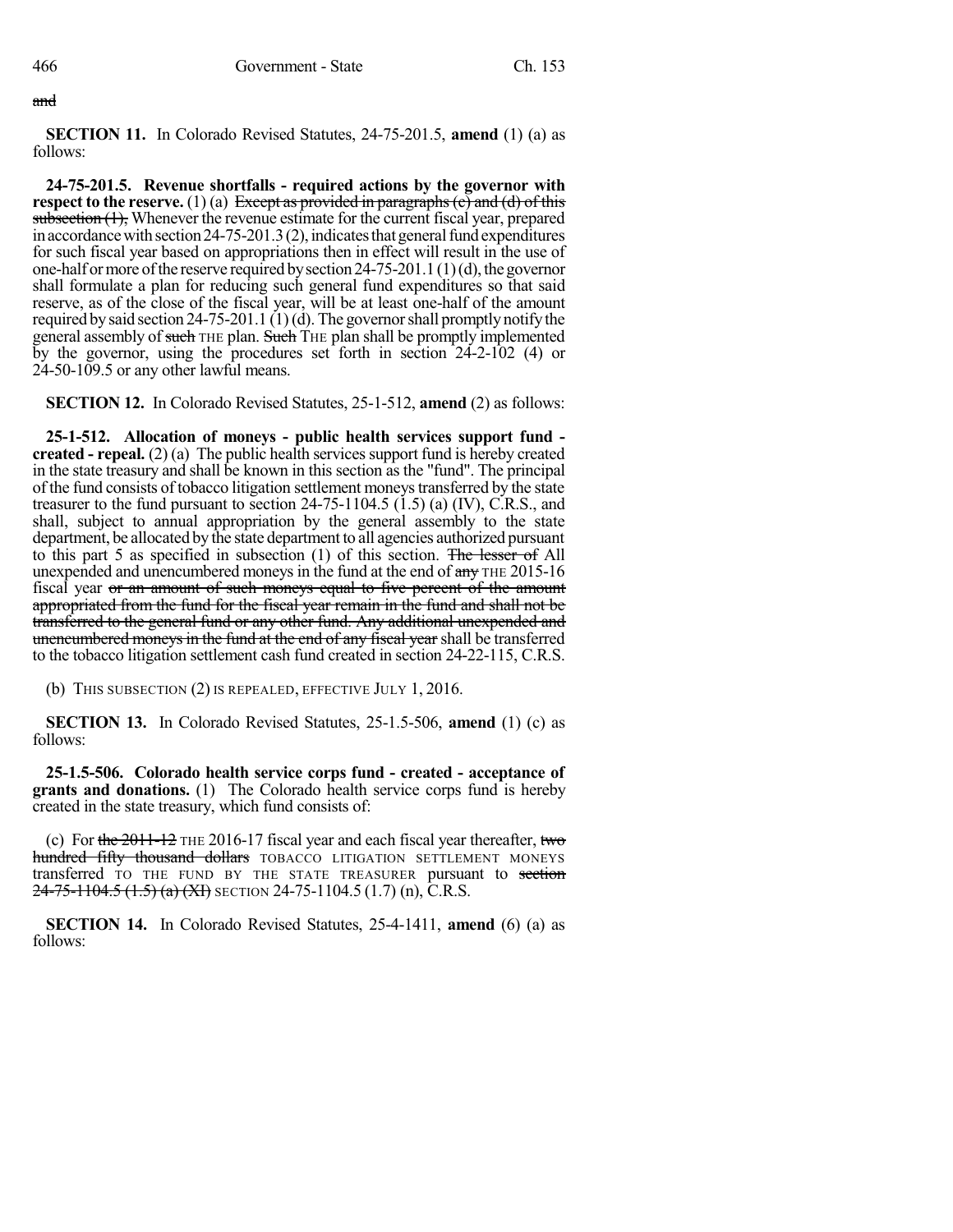~~and~~

**SECTION 11.** In Colorado Revised Statutes, 24-75-201.5, **amend** (1) (a) as follows:

**24-75-201.5. Revenue shortfalls - required actions by the governor with respect to the reserve.** (1) (a) ~~Except as provided in paragraphs (c) and (d) of this subsection (1),~~ Whenever the revenue estimate for the current fiscal year, prepared in accordance with section 24-75-201.3 (2), indicates that general fund expenditures for such fiscal year based on appropriations then in effect will result in the use of one-half or more of the reserve required by section 24-75-201.1 (1) (d), the governor shall formulate a plan for reducing such general fund expenditures so that said reserve, as of the close of the fiscal year, will be at least one-half of the amount required by said section 24-75-201.1 (1) (d). The governor shall promptly notify the general assembly of ~~such~~ THE plan. ~~Such~~ THE plan shall be promptly implemented by the governor, using the procedures set forth in section 24-2-102 (4) or 24-50-109.5 or any other lawful means.

**SECTION 12.** In Colorado Revised Statutes, 25-1-512, **amend** (2) as follows:

**25-1-512. Allocation of moneys - public health services support fund - created - repeal.** (2) (a) The public health services support fund is hereby created in the state treasury and shall be known in this section as the "fund". The principal of the fund consists of tobacco litigation settlement moneys transferred by the state treasurer to the fund pursuant to section 24-75-1104.5 (1.5) (a) (IV), C.R.S., and shall, subject to annual appropriation by the general assembly to the state department, be allocated by the state department to all agencies authorized pursuant to this part 5 as specified in subsection (1) of this section. ~~The lesser of~~ All unexpended and unencumbered moneys in the fund at the end of ~~any~~ THE 2015-16 fiscal year ~~or an amount of such moneys equal to five percent of the amount appropriated from the fund for the fiscal year remain in the fund and shall not be transferred to the general fund or any other fund. Any additional unexpended and unencumbered moneys in the fund at the end of any fiscal year~~ shall be transferred to the tobacco litigation settlement cash fund created in section 24-22-115, C.R.S.

(b) THIS SUBSECTION (2) IS REPEALED, EFFECTIVE JULY 1, 2016.

**SECTION 13.** In Colorado Revised Statutes, 25-1.5-506, **amend** (1) (c) as follows:

**25-1.5-506. Colorado health service corps fund - created - acceptance of grants and donations.** (1) The Colorado health service corps fund is hereby created in the state treasury, which fund consists of:

(c) For ~~the 2011-12~~ THE 2016-17 fiscal year and each fiscal year thereafter, ~~two hundred fifty thousand dollars~~ TOBACCO LITIGATION SETTLEMENT MONEYS transferred TO THE FUND BY THE STATE TREASURER pursuant to ~~section 24-75-1104.5 (1.5) (a) (XI)~~ SECTION 24-75-1104.5 (1.7) (n), C.R.S.

**SECTION 14.** In Colorado Revised Statutes, 25-4-1411, **amend** (6) (a) as follows: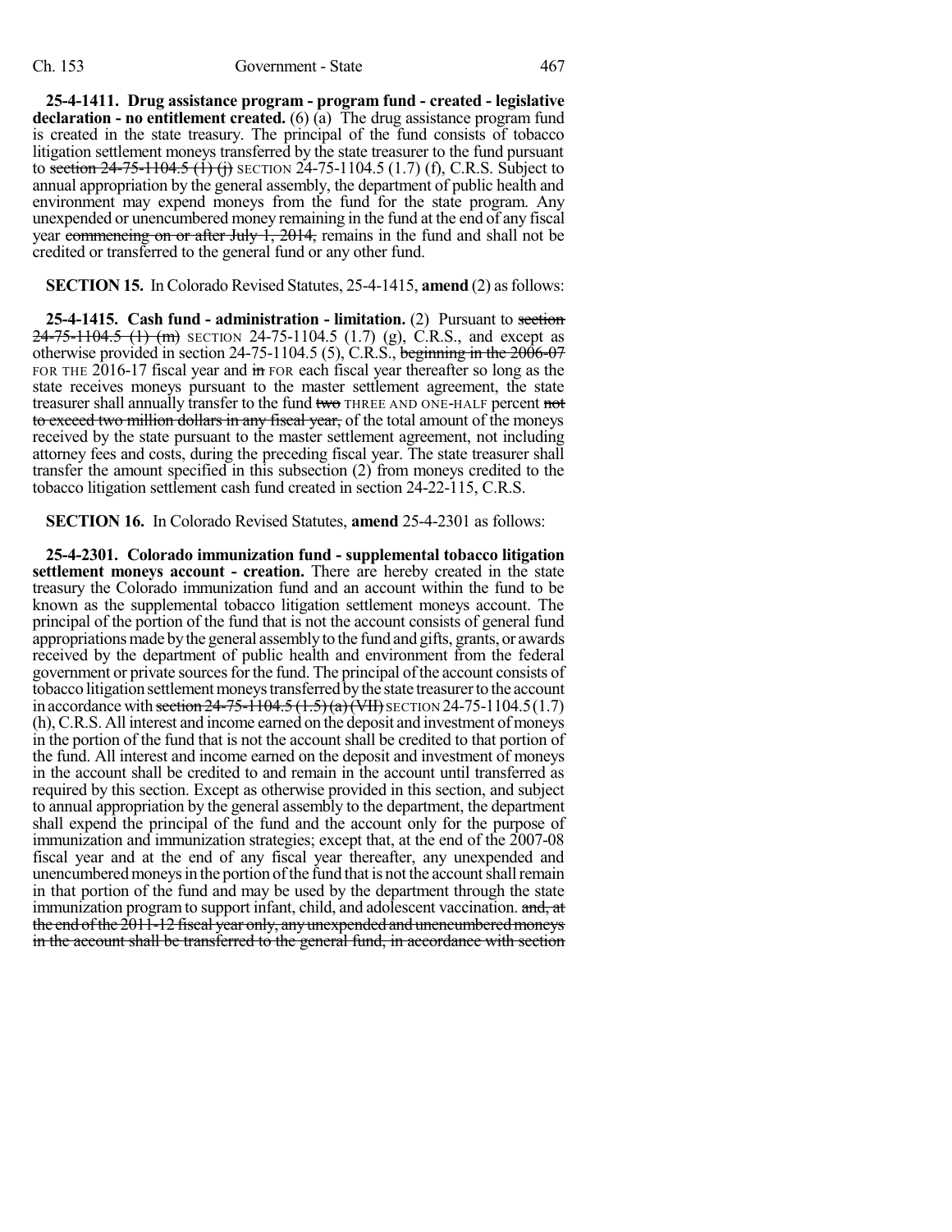**25-4-1411. Drug assistance program - program fund - created - legislative declaration - no entitlement created.** (6) (a) The drug assistance program fund is created in the state treasury. The principal of the fund consists of tobacco litigation settlement moneys transferred by the state treasurer to the fund pursuant to ~~section 24-75-1104.5 (1) (j)~~ SECTION 24-75-1104.5 (1.7) (f), C.R.S. Subject to annual appropriation by the general assembly, the department of public health and environment may expend moneys from the fund for the state program. Any unexpended or unencumbered money remaining in the fund at the end of any fiscal year ~~commencing on or after July 1, 2014,~~ remains in the fund and shall not be credited or transferred to the general fund or any other fund.

**SECTION 15.** In Colorado Revised Statutes, 25-4-1415, **amend** (2) as follows:

**25-4-1415. Cash fund - administration - limitation.** (2) Pursuant to ~~section 24-75-1104.5 (1) (m)~~ SECTION 24-75-1104.5 (1.7) (g), C.R.S., and except as otherwise provided in section 24-75-1104.5 (5), C.R.S., ~~beginning in the 2006-07~~ FOR THE 2016-17 fiscal year and ~~in~~ FOR each fiscal year thereafter so long as the state receives moneys pursuant to the master settlement agreement, the state treasurer shall annually transfer to the fund ~~two~~ THREE AND ONE-HALF percent ~~not to exceed two million dollars in any fiscal year,~~ of the total amount of the moneys received by the state pursuant to the master settlement agreement, not including attorney fees and costs, during the preceding fiscal year. The state treasurer shall transfer the amount specified in this subsection (2) from moneys credited to the tobacco litigation settlement cash fund created in section 24-22-115, C.R.S.

**SECTION 16.** In Colorado Revised Statutes, **amend** 25-4-2301 as follows:

**25-4-2301. Colorado immunization fund - supplemental tobacco litigation settlement moneys account - creation.** There are hereby created in the state treasury the Colorado immunization fund and an account within the fund to be known as the supplemental tobacco litigation settlement moneys account. The principal of the portion of the fund that is not the account consists of general fund appropriations made by the general assembly to the fund and gifts, grants, or awards received by the department of public health and environment from the federal government or private sources for the fund. The principal of the account consists of tobacco litigation settlement moneys transferred by the state treasurer to the account in accordance with ~~section 24-75-1104.5 (1.5) (a) (VII)~~ SECTION 24-75-1104.5 (1.7) (h), C.R.S. All interest and income earned on the deposit and investment of moneys in the portion of the fund that is not the account shall be credited to that portion of the fund. All interest and income earned on the deposit and investment of moneys in the account shall be credited to and remain in the account until transferred as required by this section. Except as otherwise provided in this section, and subject to annual appropriation by the general assembly to the department, the department shall expend the principal of the fund and the account only for the purpose of immunization and immunization strategies; except that, at the end of the 2007-08 fiscal year and at the end of any fiscal year thereafter, any unexpended and unencumbered moneys in the portion of the fund that is not the account shall remain in that portion of the fund and may be used by the department through the state immunization program to support infant, child, and adolescent vaccination. ~~and, at the end of the 2011-12 fiscal year only, any unexpended and unencumbered moneys in the account shall be transferred to the general fund, in accordance with section~~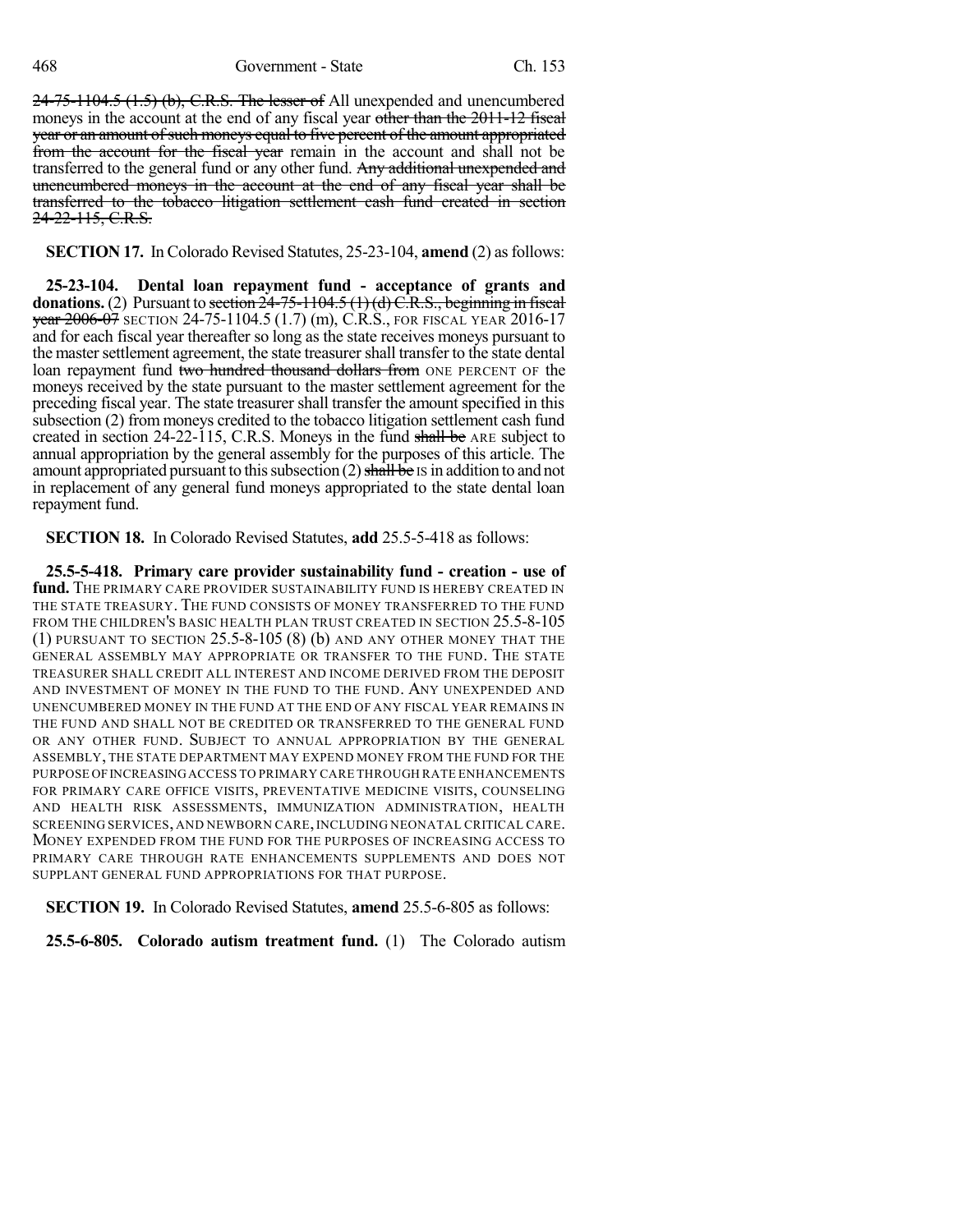24-75-1104.5 (1.5) (b), C.R.S. The lesser of All unexpended and unencumbered moneys in the account at the end of any fiscal year other than the 2011-12 fiscal year or an amount of such moneys equal to five percent of the amount appropriated from the account for the fiscal year remain in the account and shall not be transferred to the general fund or any other fund. Any additional unexpended and unencumbered moneys in the account at the end of any fiscal year shall be transferred to the tobacco litigation settlement cash fund created in section 24-22-115, C.R.S.

**SECTION 17.** In Colorado Revised Statutes, 25-23-104, **amend** (2) as follows:

**25-23-104. Dental loan repayment fund - acceptance of grants and donations.** (2) Pursuant to section 24-75-1104.5 (1) (d) C.R.S., beginning in fiscal year 2006-07 SECTION 24-75-1104.5 (1.7) (m), C.R.S., FOR FISCAL YEAR 2016-17 and for each fiscal year thereafter so long as the state receives moneys pursuant to the master settlement agreement, the state treasurer shall transfer to the state dental loan repayment fund two hundred thousand dollars from ONE PERCENT OF the moneys received by the state pursuant to the master settlement agreement for the preceding fiscal year. The state treasurer shall transfer the amount specified in this subsection (2) from moneys credited to the tobacco litigation settlement cash fund created in section 24-22-115, C.R.S. Moneys in the fund shall be ARE subject to annual appropriation by the general assembly for the purposes of this article. The amount appropriated pursuant to this subsection (2) shall be IS in addition to and not in replacement of any general fund moneys appropriated to the state dental loan repayment fund.

**SECTION 18.** In Colorado Revised Statutes, **add** 25.5-5-418 as follows:

**25.5-5-418. Primary care provider sustainability fund - creation - use of fund.** THE PRIMARY CARE PROVIDER SUSTAINABILITY FUND IS HEREBY CREATED IN THE STATE TREASURY. THE FUND CONSISTS OF MONEY TRANSFERRED TO THE FUND FROM THE CHILDREN'S BASIC HEALTH PLAN TRUST CREATED IN SECTION 25.5-8-105 (1) PURSUANT TO SECTION 25.5-8-105 (8) (b) AND ANY OTHER MONEY THAT THE GENERAL ASSEMBLY MAY APPROPRIATE OR TRANSFER TO THE FUND. THE STATE TREASURER SHALL CREDIT ALL INTEREST AND INCOME DERIVED FROM THE DEPOSIT AND INVESTMENT OF MONEY IN THE FUND TO THE FUND. ANY UNEXPENDED AND UNENCUMBERED MONEY IN THE FUND AT THE END OF ANY FISCAL YEAR REMAINS IN THE FUND AND SHALL NOT BE CREDITED OR TRANSFERRED TO THE GENERAL FUND OR ANY OTHER FUND. SUBJECT TO ANNUAL APPROPRIATION BY THE GENERAL ASSEMBLY, THE STATE DEPARTMENT MAY EXPEND MONEY FROM THE FUND FOR THE PURPOSE OF INCREASING ACCESS TO PRIMARY CARE THROUGH RATE ENHANCEMENTS FOR PRIMARY CARE OFFICE VISITS, PREVENTATIVE MEDICINE VISITS, COUNSELING AND HEALTH RISK ASSESSMENTS, IMMUNIZATION ADMINISTRATION, HEALTH SCREENING SERVICES, AND NEWBORN CARE, INCLUDING NEONATAL CRITICAL CARE. MONEY EXPENDED FROM THE FUND FOR THE PURPOSES OF INCREASING ACCESS TO PRIMARY CARE THROUGH RATE ENHANCEMENTS SUPPLEMENTS AND DOES NOT SUPPLANT GENERAL FUND APPROPRIATIONS FOR THAT PURPOSE.

**SECTION 19.** In Colorado Revised Statutes, **amend** 25.5-6-805 as follows:

**25.5-6-805. Colorado autism treatment fund.** (1) The Colorado autism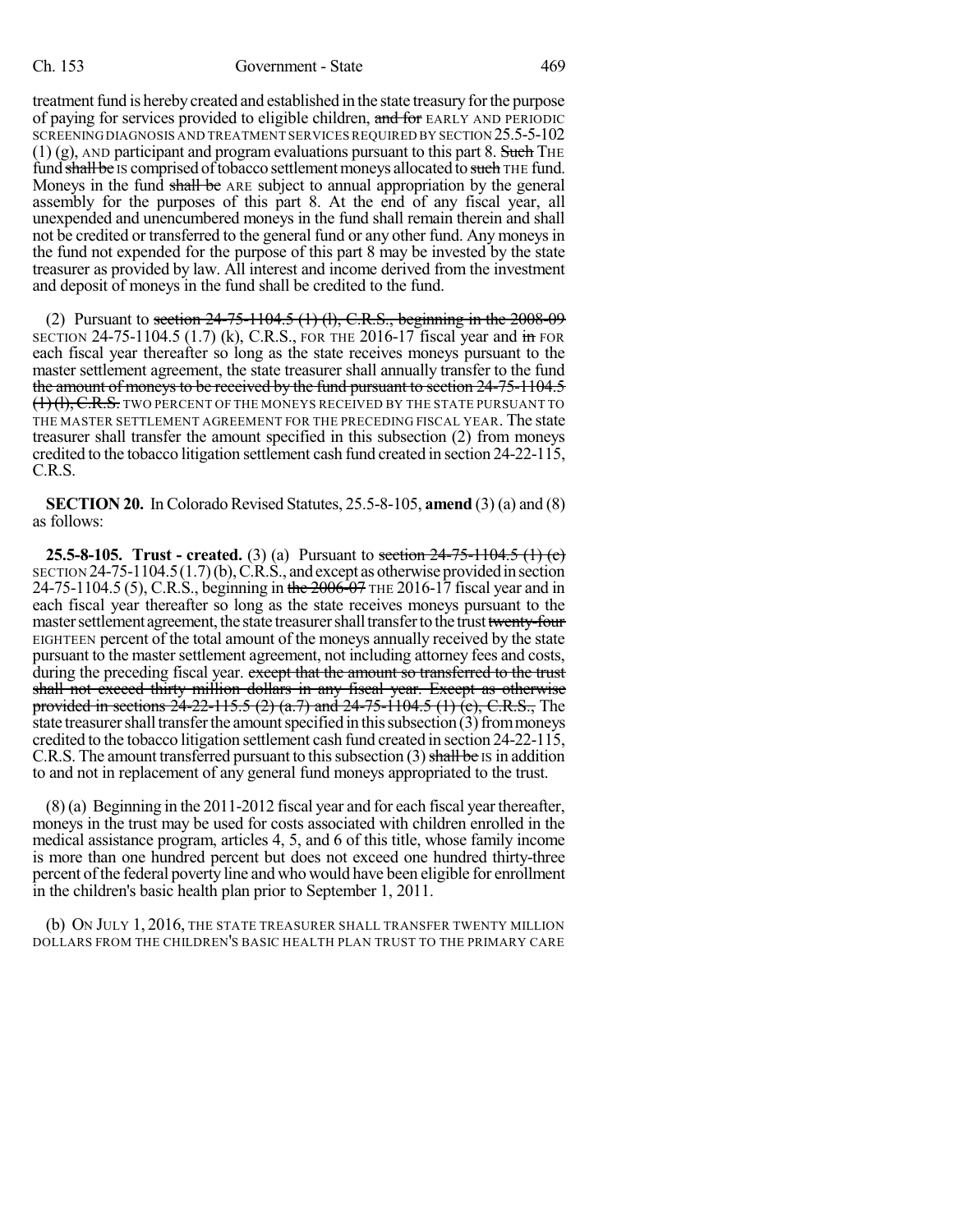treatment fund is hereby created and established in the state treasury for the purpose of paying for services provided to eligible children, ~~and for~~ EARLY AND PERIODIC SCREENING DIAGNOSIS AND TREATMENT SERVICES REQUIRED BY SECTION 25.5-5-102 (1) (g), AND participant and program evaluations pursuant to this part 8. ~~Such~~ THE fund ~~shall be~~ IS comprised of tobacco settlement moneys allocated to ~~such~~ THE fund. Moneys in the fund ~~shall be~~ ARE subject to annual appropriation by the general assembly for the purposes of this part 8. At the end of any fiscal year, all unexpended and unencumbered moneys in the fund shall remain therein and shall not be credited or transferred to the general fund or any other fund. Any moneys in the fund not expended for the purpose of this part 8 may be invested by the state treasurer as provided by law. All interest and income derived from the investment and deposit of moneys in the fund shall be credited to the fund.

(2) Pursuant to ~~section 24-75-1104.5 (1) (l), C.R.S., beginning in the 2008-09~~ SECTION 24-75-1104.5 (1.7) (k), C.R.S., FOR THE 2016-17 fiscal year and ~~in~~ FOR each fiscal year thereafter so long as the state receives moneys pursuant to the master settlement agreement, the state treasurer shall annually transfer to the fund ~~the amount of moneys to be received by the fund pursuant to section 24-75-1104.5 (1) (l), C.R.S.~~ TWO PERCENT OF THE MONEYS RECEIVED BY THE STATE PURSUANT TO THE MASTER SETTLEMENT AGREEMENT FOR THE PRECEDING FISCAL YEAR. The state treasurer shall transfer the amount specified in this subsection (2) from moneys credited to the tobacco litigation settlement cash fund created in section 24-22-115, C.R.S.

**SECTION 20.** In Colorado Revised Statutes, 25.5-8-105, **amend** (3) (a) and (8) as follows:

**25.5-8-105. Trust - created.** (3) (a) Pursuant to ~~section 24-75-1104.5 (1) (c)~~ SECTION 24-75-1104.5 (1.7) (b), C.R.S., and except as otherwise provided in section 24-75-1104.5 (5), C.R.S., beginning in ~~the 2006-07~~ THE 2016-17 fiscal year and in each fiscal year thereafter so long as the state receives moneys pursuant to the master settlement agreement, the state treasurer shall transfer to the trust ~~twenty-four~~ EIGHTEEN percent of the total amount of the moneys annually received by the state pursuant to the master settlement agreement, not including attorney fees and costs, during the preceding fiscal year. ~~except that the amount so transferred to the trust shall not exceed thirty million dollars in any fiscal year. Except as otherwise provided in sections 24-22-115.5 (2) (a.7) and 24-75-1104.5 (1) (c), C.R.S.,~~ The state treasurer shall transfer the amount specified in this subsection (3) from moneys credited to the tobacco litigation settlement cash fund created in section 24-22-115, C.R.S. The amount transferred pursuant to this subsection (3) ~~shall be~~ IS in addition to and not in replacement of any general fund moneys appropriated to the trust.

(8) (a) Beginning in the 2011-2012 fiscal year and for each fiscal year thereafter, moneys in the trust may be used for costs associated with children enrolled in the medical assistance program, articles 4, 5, and 6 of this title, whose family income is more than one hundred percent but does not exceed one hundred thirty-three percent of the federal poverty line and who would have been eligible for enrollment in the children's basic health plan prior to September 1, 2011.

(b) ON JULY 1, 2016, THE STATE TREASURER SHALL TRANSFER TWENTY MILLION DOLLARS FROM THE CHILDREN'S BASIC HEALTH PLAN TRUST TO THE PRIMARY CARE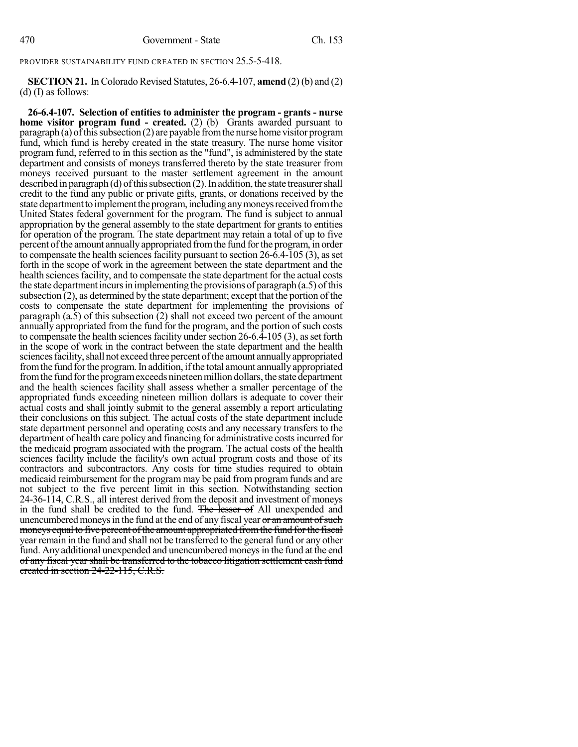PROVIDER SUSTAINABILITY FUND CREATED IN SECTION 25.5-5-418.

**SECTION 21.** In Colorado Revised Statutes, 26-6.4-107, **amend** (2) (b) and (2) (d) (I) as follows:

**26-6.4-107. Selection of entities to administer the program - grants - nurse home visitor program fund - created.** (2) (b) Grants awarded pursuant to paragraph (a) of this subsection (2) are payable from the nurse home visitor program fund, which fund is hereby created in the state treasury. The nurse home visitor program fund, referred to in this section as the "fund", is administered by the state department and consists of moneys transferred thereto by the state treasurer from moneys received pursuant to the master settlement agreement in the amount described in paragraph (d) of this subsection (2). In addition, the state treasurer shall credit to the fund any public or private gifts, grants, or donations received by the state department to implement the program, including any moneys received from the United States federal government for the program. The fund is subject to annual appropriation by the general assembly to the state department for grants to entities for operation of the program. The state department may retain a total of up to five percent of the amount annually appropriated from the fund for the program, in order to compensate the health sciences facility pursuant to section 26-6.4-105 (3), as set forth in the scope of work in the agreement between the state department and the health sciences facility, and to compensate the state department for the actual costs the state department incurs in implementing the provisions of paragraph (a.5) of this subsection (2), as determined by the state department; except that the portion of the costs to compensate the state department for implementing the provisions of paragraph (a.5) of this subsection (2) shall not exceed two percent of the amount annually appropriated from the fund for the program, and the portion of such costs to compensate the health sciences facility under section 26-6.4-105 (3), as set forth in the scope of work in the contract between the state department and the health sciences facility, shall not exceed three percent of the amount annually appropriated from the fund for the program. In addition, if the total amount annually appropriated from the fund for the program exceeds nineteen million dollars, the state department and the health sciences facility shall assess whether a smaller percentage of the appropriated funds exceeding nineteen million dollars is adequate to cover their actual costs and shall jointly submit to the general assembly a report articulating their conclusions on this subject. The actual costs of the state department include state department personnel and operating costs and any necessary transfers to the department of health care policy and financing for administrative costs incurred for the medicaid program associated with the program. The actual costs of the health sciences facility include the facility's own actual program costs and those of its contractors and subcontractors. Any costs for time studies required to obtain medicaid reimbursement for the program may be paid from program funds and are not subject to the five percent limit in this section. Notwithstanding section 24-36-114, C.R.S., all interest derived from the deposit and investment of moneys in the fund shall be credited to the fund. ~~The lesser of~~ All unexpended and unencumbered moneys in the fund at the end of any fiscal year ~~or an amount of such moneys equal to five percent of the amount appropriated from the fund for the fiscal year~~ remain in the fund and shall not be transferred to the general fund or any other fund. ~~Any additional unexpended and unencumbered moneys in the fund at the end of any fiscal year shall be transferred to the tobacco litigation settlement cash fund created in section 24-22-115, C.R.S.~~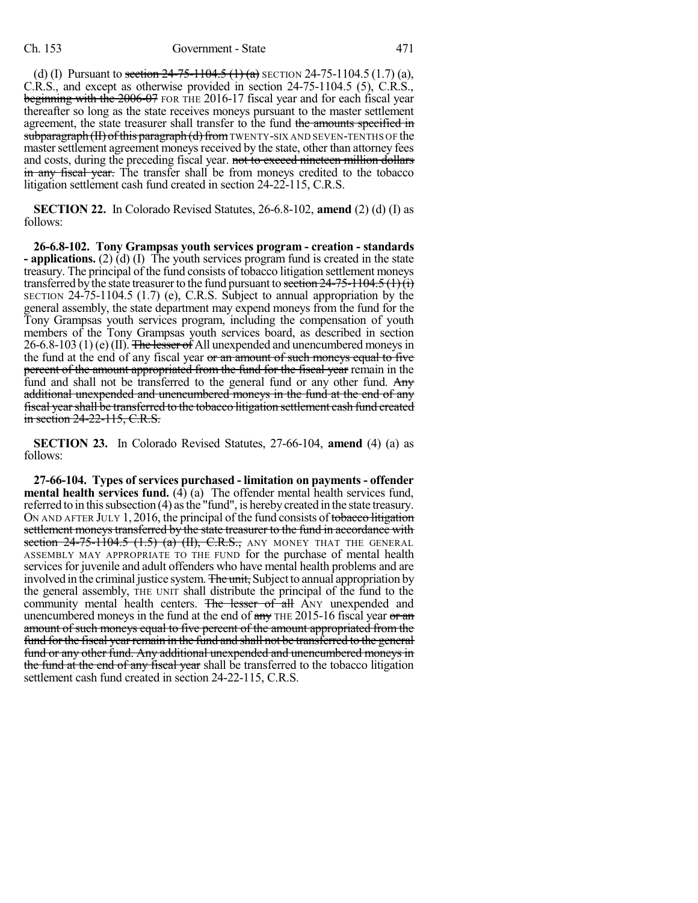(d) (I) Pursuant to section 24-75-1104.5 (1) (a) SECTION 24-75-1104.5 (1.7) (a), C.R.S., and except as otherwise provided in section 24-75-1104.5 (5), C.R.S., beginning with the 2006-07 FOR THE 2016-17 fiscal year and for each fiscal year thereafter so long as the state receives moneys pursuant to the master settlement agreement, the state treasurer shall transfer to the fund the amounts specified in subparagraph (II) of this paragraph (d) from TWENTY-SIX AND SEVEN-TENTHS OF the master settlement agreement moneys received by the state, other than attorney fees and costs, during the preceding fiscal year. not to exceed nineteen million dollars in any fiscal year. The transfer shall be from moneys credited to the tobacco litigation settlement cash fund created in section 24-22-115, C.R.S.

**SECTION 22.** In Colorado Revised Statutes, 26-6.8-102, **amend** (2) (d) (I) as follows:

**26-6.8-102. Tony Grampsas youth services program - creation - standards - applications.** (2) (d) (I) The youth services program fund is created in the state treasury. The principal of the fund consists of tobacco litigation settlement moneys transferred by the state treasurer to the fund pursuant to section 24-75-1104.5 (1) (i) SECTION 24-75-1104.5 (1.7) (e), C.R.S. Subject to annual appropriation by the general assembly, the state department may expend moneys from the fund for the Tony Grampsas youth services program, including the compensation of youth members of the Tony Grampsas youth services board, as described in section 26-6.8-103 (1) (e) (II). The lesser of All unexpended and unencumbered moneys in the fund at the end of any fiscal year or an amount of such moneys equal to five percent of the amount appropriated from the fund for the fiscal year remain in the fund and shall not be transferred to the general fund or any other fund. Any additional unexpended and unencumbered moneys in the fund at the end of any fiscal year shall be transferred to the tobacco litigation settlement cash fund created in section 24-22-115, C.R.S.

**SECTION 23.** In Colorado Revised Statutes, 27-66-104, **amend** (4) (a) as follows:

**27-66-104. Types of services purchased - limitation on payments - offender mental health services fund.** (4) (a) The offender mental health services fund, referred to in this subsection (4) as the "fund", is hereby created in the state treasury. ON AND AFTER JULY 1, 2016, the principal of the fund consists of tobacco litigation settlement moneys transferred by the state treasurer to the fund in accordance with section 24-75-1104.5 (1.5) (a) (II), C.R.S., ANY MONEY THAT THE GENERAL ASSEMBLY MAY APPROPRIATE TO THE FUND for the purchase of mental health services for juvenile and adult offenders who have mental health problems and are involved in the criminal justice system. The unit, Subject to annual appropriation by the general assembly, THE UNIT shall distribute the principal of the fund to the community mental health centers. The lesser of all ANY unexpended and unencumbered moneys in the fund at the end of any THE 2015-16 fiscal year or an amount of such moneys equal to five percent of the amount appropriated from the fund for the fiscal year remain in the fund and shall not be transferred to the general fund or any other fund. Any additional unexpended and unencumbered moneys in the fund at the end of any fiscal year shall be transferred to the tobacco litigation settlement cash fund created in section 24-22-115, C.R.S.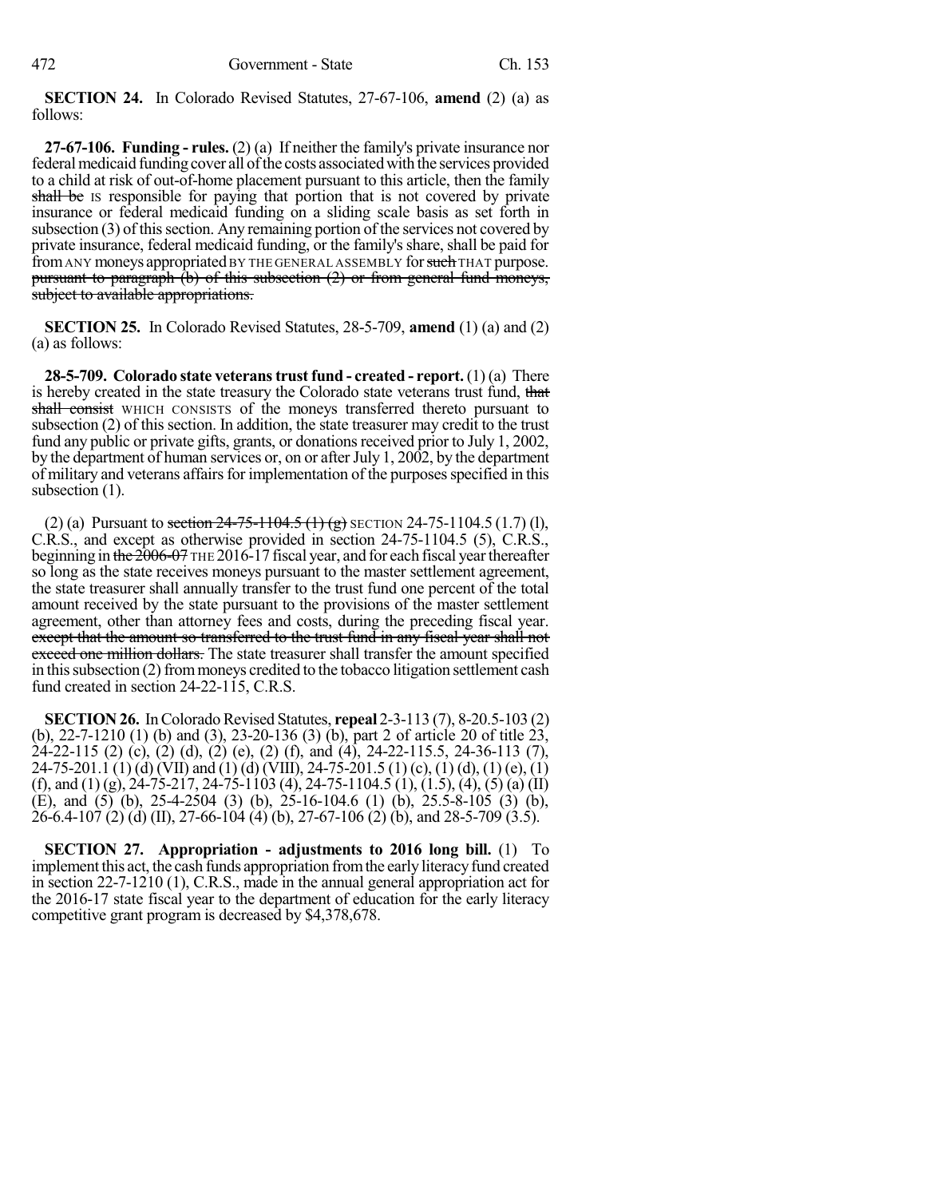**SECTION 24.** In Colorado Revised Statutes, 27-67-106, **amend** (2) (a) as follows:

**27-67-106. Funding - rules.** (2) (a) If neither the family's private insurance nor federal medicaid funding cover all of the costs associated with the services provided to a child at risk of out-of-home placement pursuant to this article, then the family ~~shall be~~ IS responsible for paying that portion that is not covered by private insurance or federal medicaid funding on a sliding scale basis as set forth in subsection (3) of this section. Any remaining portion of the services not covered by private insurance, federal medicaid funding, or the family's share, shall be paid for from ANY moneys appropriated BY THE GENERAL ASSEMBLY for ~~such~~ THAT purpose. ~~pursuant to paragraph (b) of this subsection (2) or from general fund moneys, subject to available appropriations.~~

**SECTION 25.** In Colorado Revised Statutes, 28-5-709, **amend** (1) (a) and (2) (a) as follows:

**28-5-709. Colorado state veterans trust fund - created - report.** (1) (a) There is hereby created in the state treasury the Colorado state veterans trust fund, ~~that shall consist~~ WHICH CONSISTS of the moneys transferred thereto pursuant to subsection (2) of this section. In addition, the state treasurer may credit to the trust fund any public or private gifts, grants, or donations received prior to July 1, 2002, by the department of human services or, on or after July 1, 2002, by the department of military and veterans affairs for implementation of the purposes specified in this subsection (1).

(2) (a) Pursuant to ~~section 24-75-1104.5 (1) (g)~~ SECTION 24-75-1104.5 (1.7) (l), C.R.S., and except as otherwise provided in section 24-75-1104.5 (5), C.R.S., beginning in ~~the 2006-07~~ THE 2016-17 fiscal year, and for each fiscal year thereafter so long as the state receives moneys pursuant to the master settlement agreement, the state treasurer shall annually transfer to the trust fund one percent of the total amount received by the state pursuant to the provisions of the master settlement agreement, other than attorney fees and costs, during the preceding fiscal year. ~~except that the amount so transferred to the trust fund in any fiscal year shall not exceed one million dollars.~~ The state treasurer shall transfer the amount specified in this subsection (2) from moneys credited to the tobacco litigation settlement cash fund created in section 24-22-115, C.R.S.

**SECTION 26.** In Colorado Revised Statutes, **repeal** 2-3-113 (7), 8-20.5-103 (2) (b), 22-7-1210 (1) (b) and (3), 23-20-136 (3) (b), part 2 of article 20 of title 23, 24-22-115 (2) (c), (2) (d), (2) (e), (2) (f), and (4), 24-22-115.5, 24-36-113 (7), 24-75-201.1 (1) (d) (VII) and (1) (d) (VIII), 24-75-201.5 (1) (c), (1) (d), (1) (e), (1) (f), and (1) (g), 24-75-217, 24-75-1103 (4), 24-75-1104.5 (1), (1.5), (4), (5) (a) (II) (E), and (5) (b), 25-4-2504 (3) (b), 25-16-104.6 (1) (b), 25.5-8-105 (3) (b), 26-6.4-107 (2) (d) (II), 27-66-104 (4) (b), 27-67-106 (2) (b), and 28-5-709 (3.5).

**SECTION 27. Appropriation - adjustments to 2016 long bill.** (1) To implement this act, the cash funds appropriation from the early literacy fund created in section 22-7-1210 (1), C.R.S., made in the annual general appropriation act for the 2016-17 state fiscal year to the department of education for the early literacy competitive grant program is decreased by $4,378,678.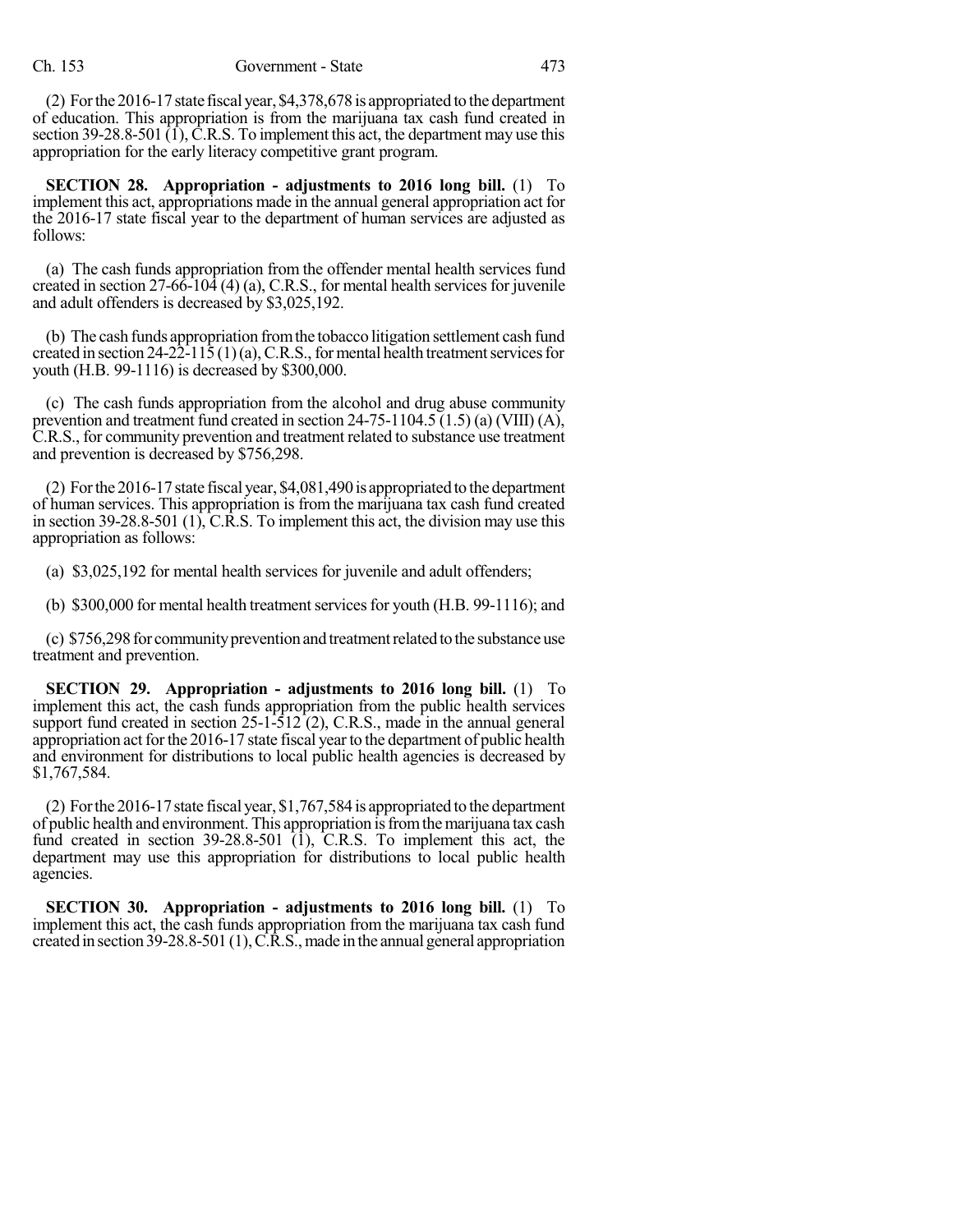(2) For the 2016-17 state fiscal year, $4,378,678 is appropriated to the department of education. This appropriation is from the marijuana tax cash fund created in section 39-28.8-501 (1), C.R.S. To implement this act, the department may use this appropriation for the early literacy competitive grant program.

**SECTION 28. Appropriation - adjustments to 2016 long bill.** (1) To implement this act, appropriations made in the annual general appropriation act for the 2016-17 state fiscal year to the department of human services are adjusted as follows:

(a) The cash funds appropriation from the offender mental health services fund created in section 27-66-104 (4) (a), C.R.S., for mental health services for juvenile and adult offenders is decreased by $3,025,192.

(b) The cash funds appropriation from the tobacco litigation settlement cash fund created in section 24-22-115 (1) (a), C.R.S., for mental health treatment services for youth (H.B. 99-1116) is decreased by $300,000.

(c) The cash funds appropriation from the alcohol and drug abuse community prevention and treatment fund created in section 24-75-1104.5 (1.5) (a) (VIII) (A), C.R.S., for community prevention and treatment related to substance use treatment and prevention is decreased by $756,298.

(2) For the 2016-17 state fiscal year, $4,081,490 is appropriated to the department of human services. This appropriation is from the marijuana tax cash fund created in section 39-28.8-501 (1), C.R.S. To implement this act, the division may use this appropriation as follows:

(a) $3,025,192 for mental health services for juvenile and adult offenders;

(b) $300,000 for mental health treatment services for youth (H.B. 99-1116); and

(c) $756,298 for community prevention and treatment related to the substance use treatment and prevention.

**SECTION 29. Appropriation - adjustments to 2016 long bill.** (1) To implement this act, the cash funds appropriation from the public health services support fund created in section 25-1-512 (2), C.R.S., made in the annual general appropriation act for the 2016-17 state fiscal year to the department of public health and environment for distributions to local public health agencies is decreased by $1,767,584.

(2) For the 2016-17 state fiscal year, $1,767,584 is appropriated to the department of public health and environment. This appropriation is from the marijuana tax cash fund created in section 39-28.8-501 (1), C.R.S. To implement this act, the department may use this appropriation for distributions to local public health agencies.

**SECTION 30. Appropriation - adjustments to 2016 long bill.** (1) To implement this act, the cash funds appropriation from the marijuana tax cash fund created in section 39-28.8-501 (1), C.R.S., made in the annual general appropriation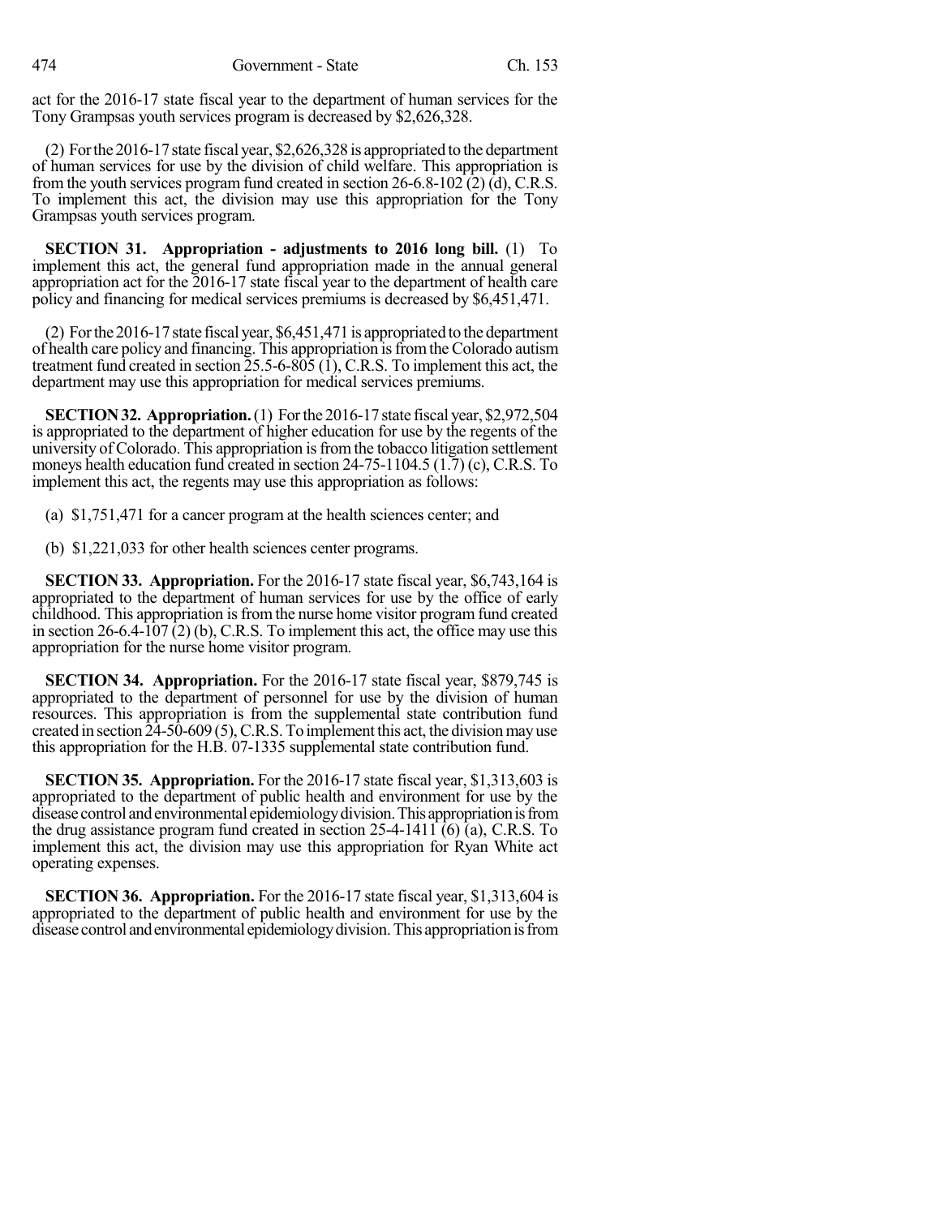act for the 2016-17 state fiscal year to the department of human services for the Tony Grampsas youth services program is decreased by $2,626,328.

(2) For the 2016-17 state fiscal year, $2,626,328 is appropriated to the department of human services for use by the division of child welfare. This appropriation is from the youth services program fund created in section 26-6.8-102 (2) (d), C.R.S. To implement this act, the division may use this appropriation for the Tony Grampsas youth services program.

**SECTION 31. Appropriation - adjustments to 2016 long bill.** (1) To implement this act, the general fund appropriation made in the annual general appropriation act for the 2016-17 state fiscal year to the department of health care policy and financing for medical services premiums is decreased by $6,451,471.

(2) For the 2016-17 state fiscal year, $6,451,471 is appropriated to the department of health care policy and financing. This appropriation is from the Colorado autism treatment fund created in section 25.5-6-805 (1), C.R.S. To implement this act, the department may use this appropriation for medical services premiums.

**SECTION 32. Appropriation.** (1) For the 2016-17 state fiscal year, $2,972,504 is appropriated to the department of higher education for use by the regents of the university of Colorado. This appropriation is from the tobacco litigation settlement moneys health education fund created in section 24-75-1104.5 (1.7) (c), C.R.S. To implement this act, the regents may use this appropriation as follows:

(a) $1,751,471 for a cancer program at the health sciences center; and

(b) $1,221,033 for other health sciences center programs.

**SECTION 33. Appropriation.** For the 2016-17 state fiscal year, $6,743,164 is appropriated to the department of human services for use by the office of early childhood. This appropriation is from the nurse home visitor program fund created in section 26-6.4-107 (2) (b), C.R.S. To implement this act, the office may use this appropriation for the nurse home visitor program.

**SECTION 34. Appropriation.** For the 2016-17 state fiscal year, $879,745 is appropriated to the department of personnel for use by the division of human resources. This appropriation is from the supplemental state contribution fund created in section 24-50-609 (5), C.R.S. To implement this act, the division may use this appropriation for the H.B. 07-1335 supplemental state contribution fund.

**SECTION 35. Appropriation.** For the 2016-17 state fiscal year, $1,313,603 is appropriated to the department of public health and environment for use by the disease control and environmental epidemiology division. This appropriation is from the drug assistance program fund created in section 25-4-1411 (6) (a), C.R.S. To implement this act, the division may use this appropriation for Ryan White act operating expenses.

**SECTION 36. Appropriation.** For the 2016-17 state fiscal year, $1,313,604 is appropriated to the department of public health and environment for use by the disease control and environmental epidemiology division. This appropriation is from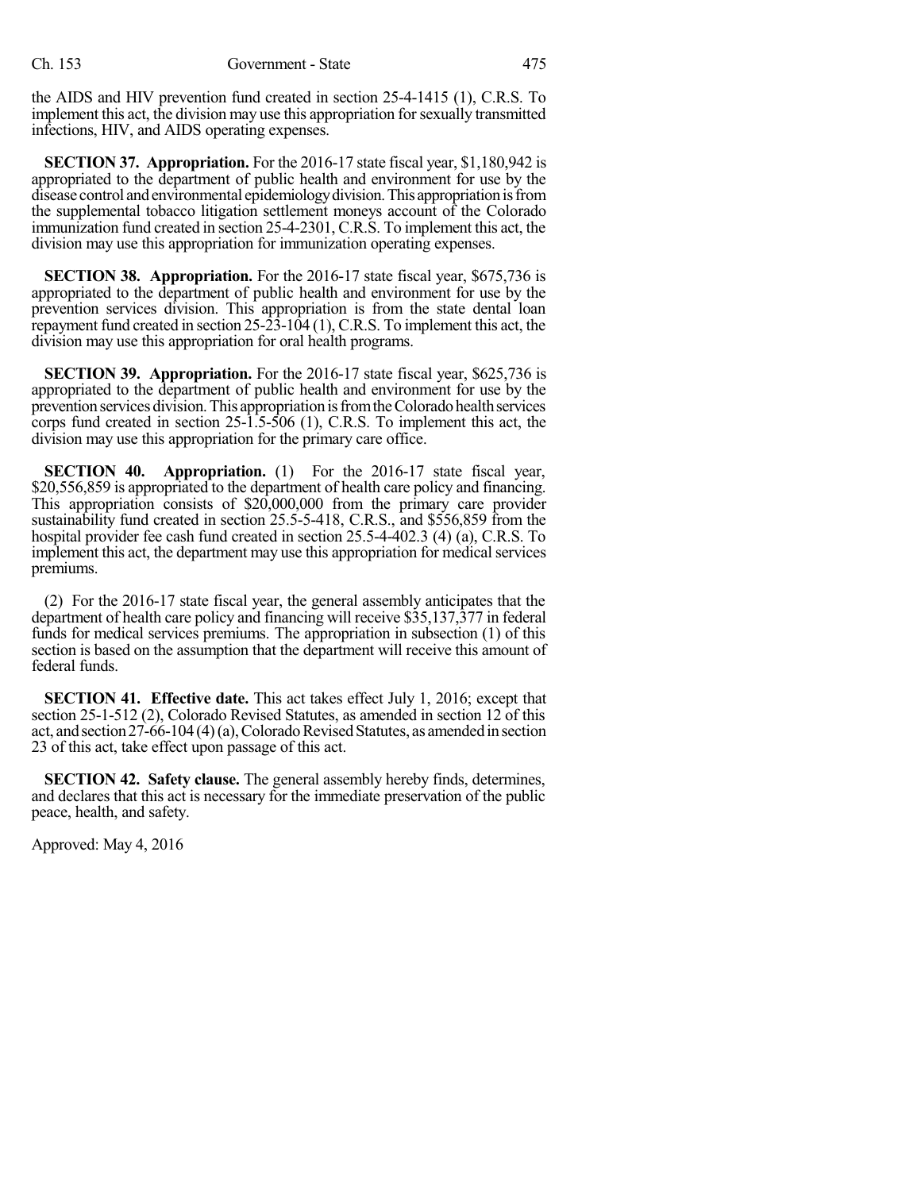the AIDS and HIV prevention fund created in section 25-4-1415 (1), C.R.S. To implement this act, the division may use this appropriation for sexually transmitted infections, HIV, and AIDS operating expenses.

**SECTION 37. Appropriation.** For the 2016-17 state fiscal year, $1,180,942 is appropriated to the department of public health and environment for use by the disease control and environmental epidemiology division. This appropriation is from the supplemental tobacco litigation settlement moneys account of the Colorado immunization fund created in section 25-4-2301, C.R.S. To implement this act, the division may use this appropriation for immunization operating expenses.

**SECTION 38. Appropriation.** For the 2016-17 state fiscal year, $675,736 is appropriated to the department of public health and environment for use by the prevention services division. This appropriation is from the state dental loan repayment fund created in section 25-23-104 (1), C.R.S. To implement this act, the division may use this appropriation for oral health programs.

**SECTION 39. Appropriation.** For the 2016-17 state fiscal year, $625,736 is appropriated to the department of public health and environment for use by the prevention services division. This appropriation is from the Colorado health services corps fund created in section 25-1.5-506 (1), C.R.S. To implement this act, the division may use this appropriation for the primary care office.

**SECTION 40. Appropriation.** (1) For the 2016-17 state fiscal year, $20,556,859 is appropriated to the department of health care policy and financing. This appropriation consists of $20,000,000 from the primary care provider sustainability fund created in section 25.5-5-418, C.R.S., and $556,859 from the hospital provider fee cash fund created in section 25.5-4-402.3 (4) (a), C.R.S. To implement this act, the department may use this appropriation for medical services premiums.

(2) For the 2016-17 state fiscal year, the general assembly anticipates that the department of health care policy and financing will receive $35,137,377 in federal funds for medical services premiums. The appropriation in subsection (1) of this section is based on the assumption that the department will receive this amount of federal funds.

**SECTION 41. Effective date.** This act takes effect July 1, 2016; except that section 25-1-512 (2), Colorado Revised Statutes, as amended in section 12 of this act, and section 27-66-104 (4) (a), Colorado Revised Statutes, as amended in section 23 of this act, take effect upon passage of this act.

**SECTION 42. Safety clause.** The general assembly hereby finds, determines, and declares that this act is necessary for the immediate preservation of the public peace, health, and safety.

Approved: May 4, 2016